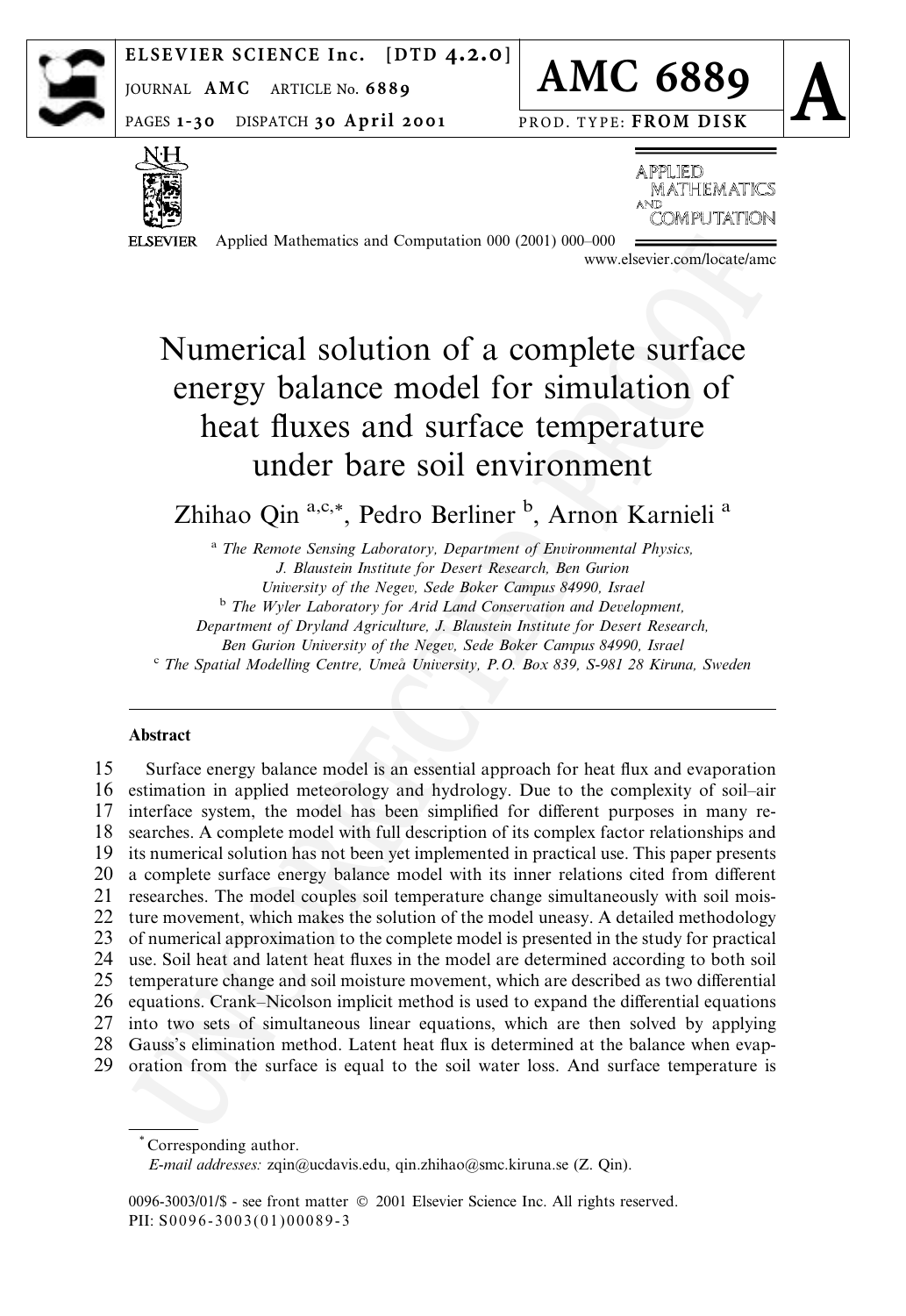# Numerical solution of a complete surface energy balance model for simulation of heat fluxes and surface temperature under bare soil environment

Zhihao Qin [a,c,*], Pedro Berliner [b], Arnon Karnieli [a]

[a] *The Remote Sensing Laboratory, Department of Environmental Physics, J. Blaustein Institute for Desert Research, Ben Gurion University of the Negev, Sede Boker Campus 84990, Israel*

[b] *The Wyler Laboratory for Arid Land Conservation and Development, Department of Dryland Agriculture, J. Blaustein Institute for Desert Research, Ben Gurion University of the Negev, Sede Boker Campus 84990, Israel*

[c] *The Spatial Modelling Centre, Umeå University, P.O. Box 839, S-981 28 Kiruna, Sweden*

### Abstract

Surface energy balance model is an essential approach for heat flux and evaporation estimation in applied meteorology and hydrology. Due to the complexity of soil–air interface system, the model has been simplified for different purposes in many researches. A complete model with full description of its complex factor relationships and its numerical solution has not been yet implemented in practical use. This paper presents a complete surface energy balance model with its inner relations cited from different researches. The model couples soil temperature change simultaneously with soil moisture movement, which makes the solution of the model uneasy. A detailed methodology of numerical approximation to the complete model is presented in the study for practical use. Soil heat and latent heat fluxes in the model are determined according to both soil temperature change and soil moisture movement, which are described as two differential equations. Crank–Nicolson implicit method is used to expand the differential equations into two sets of simultaneous linear equations, which are then solved by applying Gauss's elimination method. Latent heat flux is determined at the balance when evaporation from the surface is equal to the soil water loss. And surface temperature is

---

[*] Corresponding author.
*E-mail addresses:* zqin@ucdavis.edu, qin.zhihao@smc.kiruna.se (Z. Qin).

0096-3003/01/$ - see front matter © 2001 Elsevier Science Inc. All rights reserved.
PII: S0096-3003(01)00089-3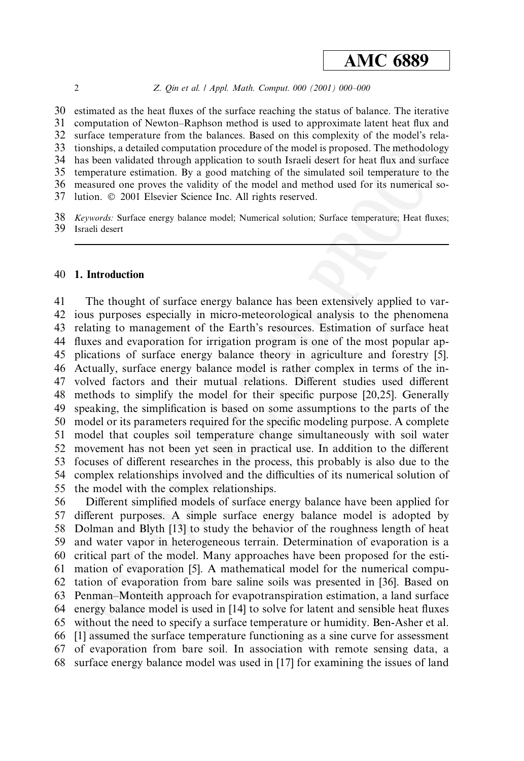estimated as the heat fluxes of the surface reaching the status of balance. The iterative computation of Newton–Raphson method is used to approximate latent heat flux and surface temperature from the balances. Based on this complexity of the model's relationships, a detailed computation procedure of the model is proposed. The methodology has been validated through application to south Israeli desert for heat flux and surface temperature estimation. By a good matching of the simulated soil temperature to the measured one proves the validity of the model and method used for its numerical solution. © 2001 Elsevier Science Inc. All rights reserved.

*Keywords:* Surface energy balance model; Numerical solution; Surface temperature; Heat fluxes; Israeli desert

## 1. Introduction

The thought of surface energy balance has been extensively applied to various purposes especially in micro-meteorological analysis to the phenomena relating to management of the Earth's resources. Estimation of surface heat fluxes and evaporation for irrigation program is one of the most popular applications of surface energy balance theory in agriculture and forestry [5]. Actually, surface energy balance model is rather complex in terms of the involved factors and their mutual relations. Different studies used different methods to simplify the model for their specific purpose [20,25]. Generally speaking, the simplification is based on some assumptions to the parts of the model or its parameters required for the specific modeling purpose. A complete model that couples soil temperature change simultaneously with soil water movement has not been yet seen in practical use. In addition to the different focuses of different researches in the process, this probably is also due to the complex relationships involved and the difficulties of its numerical solution of the model with the complex relationships.

Different simplified models of surface energy balance have been applied for different purposes. A simple surface energy balance model is adopted by Dolman and Blyth [13] to study the behavior of the roughness length of heat and water vapor in heterogeneous terrain. Determination of evaporation is a critical part of the model. Many approaches have been proposed for the estimation of evaporation [5]. A mathematical model for the numerical computation of evaporation from bare saline soils was presented in [36]. Based on Penman–Monteith approach for evapotranspiration estimation, a land surface energy balance model is used in [14] to solve for latent and sensible heat fluxes without the need to specify a surface temperature or humidity. Ben-Asher et al. [1] assumed the surface temperature functioning as a sine curve for assessment of evaporation from bare soil. In association with remote sensing data, a surface energy balance model was used in [17] for examining the issues of land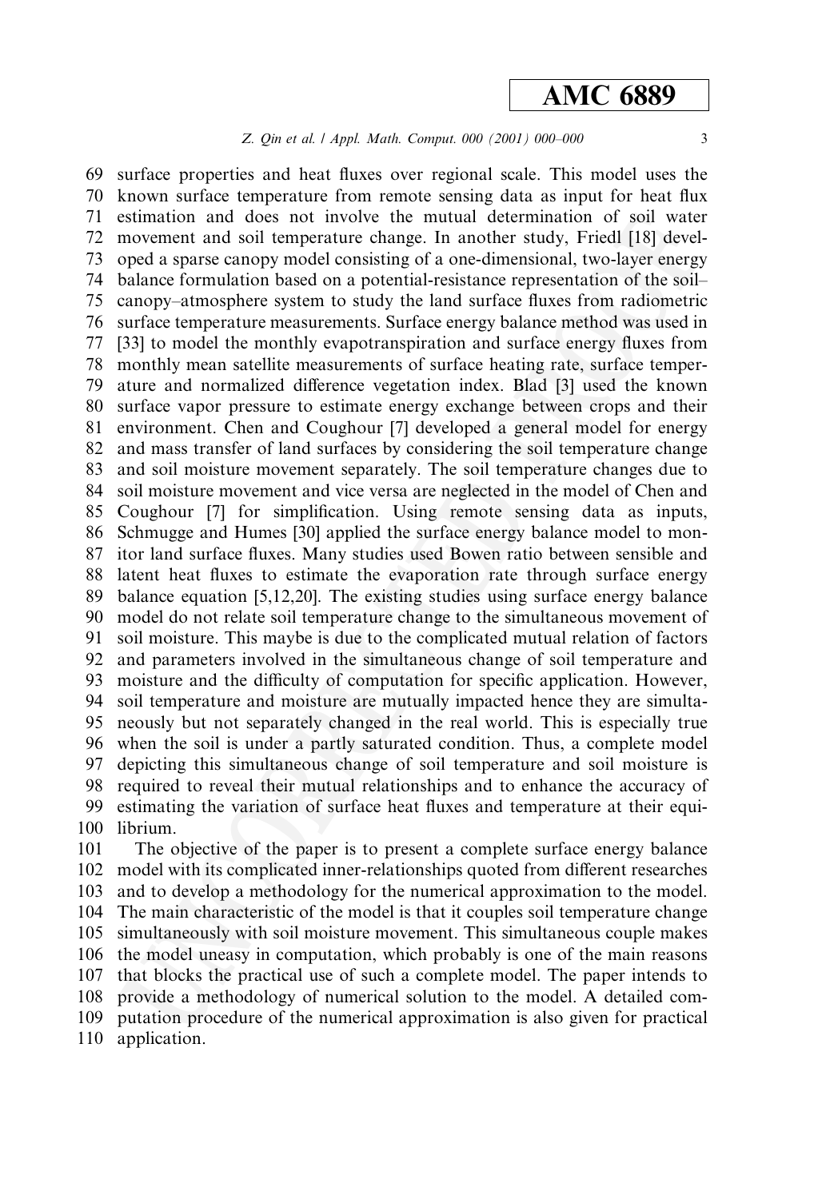surface properties and heat fluxes over regional scale. This model uses the known surface temperature from remote sensing data as input for heat flux estimation and does not involve the mutual determination of soil water movement and soil temperature change. In another study, Friedl [18] developed a sparse canopy model consisting of a one-dimensional, two-layer energy balance formulation based on a potential-resistance representation of the soil–canopy–atmosphere system to study the land surface fluxes from radiometric surface temperature measurements. Surface energy balance method was used in [33] to model the monthly evapotranspiration and surface energy fluxes from monthly mean satellite measurements of surface heating rate, surface temperature and normalized difference vegetation index. Blad [3] used the known surface vapor pressure to estimate energy exchange between crops and their environment. Chen and Coughour [7] developed a general model for energy and mass transfer of land surfaces by considering the soil temperature change and soil moisture movement separately. The soil temperature changes due to soil moisture movement and vice versa are neglected in the model of Chen and Coughour [7] for simplification. Using remote sensing data as inputs, Schmugge and Humes [30] applied the surface energy balance model to monitor land surface fluxes. Many studies used Bowen ratio between sensible and latent heat fluxes to estimate the evaporation rate through surface energy balance equation [5,12,20]. The existing studies using surface energy balance model do not relate soil temperature change to the simultaneous movement of soil moisture. This maybe is due to the complicated mutual relation of factors and parameters involved in the simultaneous change of soil temperature and moisture and the difficulty of computation for specific application. However, soil temperature and moisture are mutually impacted hence they are simultaneously but not separately changed in the real world. This is especially true when the soil is under a partly saturated condition. Thus, a complete model depicting this simultaneous change of soil temperature and soil moisture is required to reveal their mutual relationships and to enhance the accuracy of estimating the variation of surface heat fluxes and temperature at their equilibrium.

The objective of the paper is to present a complete surface energy balance model with its complicated inner-relationships quoted from different researches and to develop a methodology for the numerical approximation to the model. The main characteristic of the model is that it couples soil temperature change simultaneously with soil moisture movement. This simultaneous couple makes the model uneasy in computation, which probably is one of the main reasons that blocks the practical use of such a complete model. The paper intends to provide a methodology of numerical solution to the model. A detailed computation procedure of the numerical approximation is also given for practical application.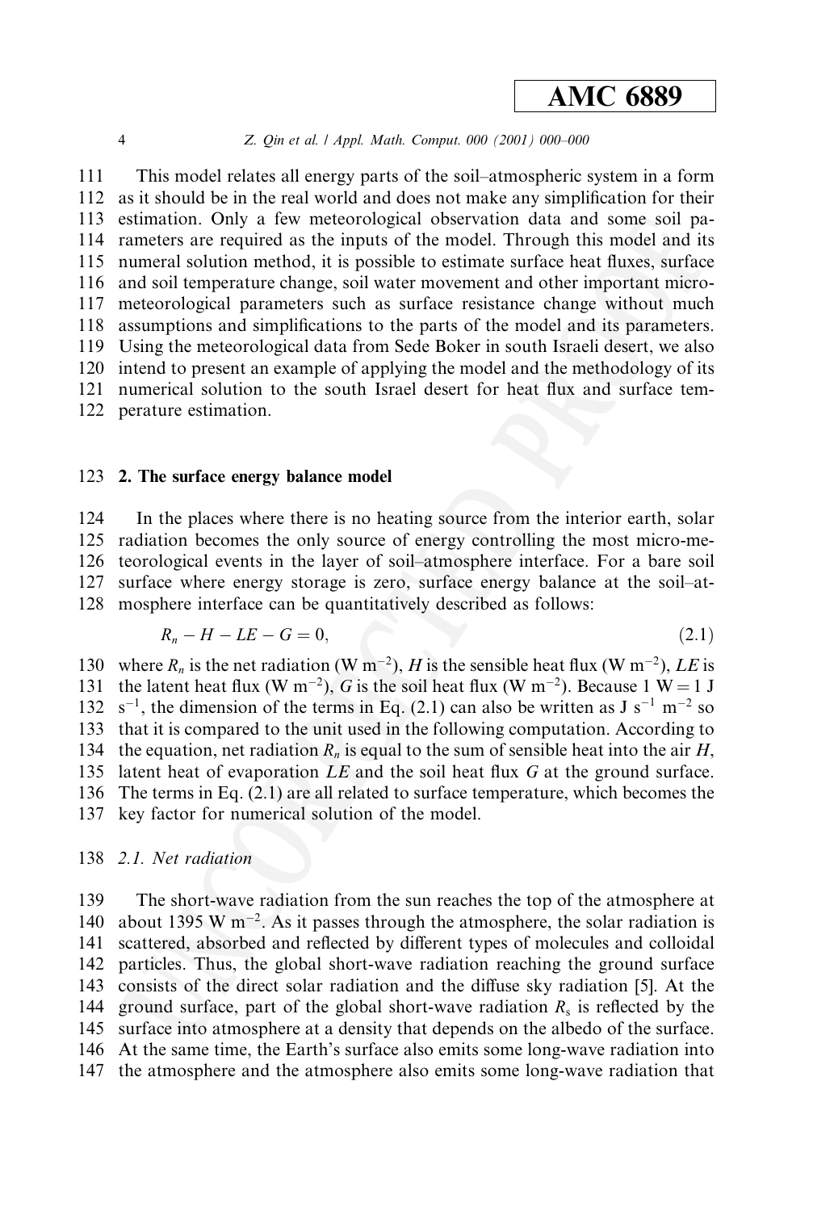This model relates all energy parts of the soil–atmospheric system in a form as it should be in the real world and does not make any simplification for their estimation. Only a few meteorological observation data and some soil parameters are required as the inputs of the model. Through this model and its numeral solution method, it is possible to estimate surface heat fluxes, surface and soil temperature change, soil water movement and other important micro-meteorological parameters such as surface resistance change without much assumptions and simplifications to the parts of the model and its parameters. Using the meteorological data from Sede Boker in south Israeli desert, we also intend to present an example of applying the model and the methodology of its numerical solution to the south Israel desert for heat flux and surface temperature estimation.

## 2. The surface energy balance model

In the places where there is no heating source from the interior earth, solar radiation becomes the only source of energy controlling the most micro-meteorological events in the layer of soil–atmosphere interface. For a bare soil surface where energy storage is zero, surface energy balance at the soil–atmosphere interface can be quantitatively described as follows:

$$R_n - H - LE - G = 0, \tag{2.1}$$

where $R_n$ is the net radiation (W m$^{-2}$), $H$ is the sensible heat flux (W m$^{-2}$), $LE$ is the latent heat flux (W m$^{-2}$), $G$ is the soil heat flux (W m$^{-2}$). Because 1 W = 1 J s$^{-1}$, the dimension of the terms in Eq. (2.1) can also be written as J s$^{-1}$ m$^{-2}$ so that it is compared to the unit used in the following computation. According to the equation, net radiation $R_n$ is equal to the sum of sensible heat into the air $H$, latent heat of evaporation $LE$ and the soil heat flux $G$ at the ground surface. The terms in Eq. (2.1) are all related to surface temperature, which becomes the key factor for numerical solution of the model.

### 2.1. Net radiation

The short-wave radiation from the sun reaches the top of the atmosphere at about 1395 W m$^{-2}$. As it passes through the atmosphere, the solar radiation is scattered, absorbed and reflected by different types of molecules and colloidal particles. Thus, the global short-wave radiation reaching the ground surface consists of the direct solar radiation and the diffuse sky radiation [5]. At the ground surface, part of the global short-wave radiation $R_s$ is reflected by the surface into atmosphere at a density that depends on the albedo of the surface. At the same time, the Earth's surface also emits some long-wave radiation into the atmosphere and the atmosphere also emits some long-wave radiation that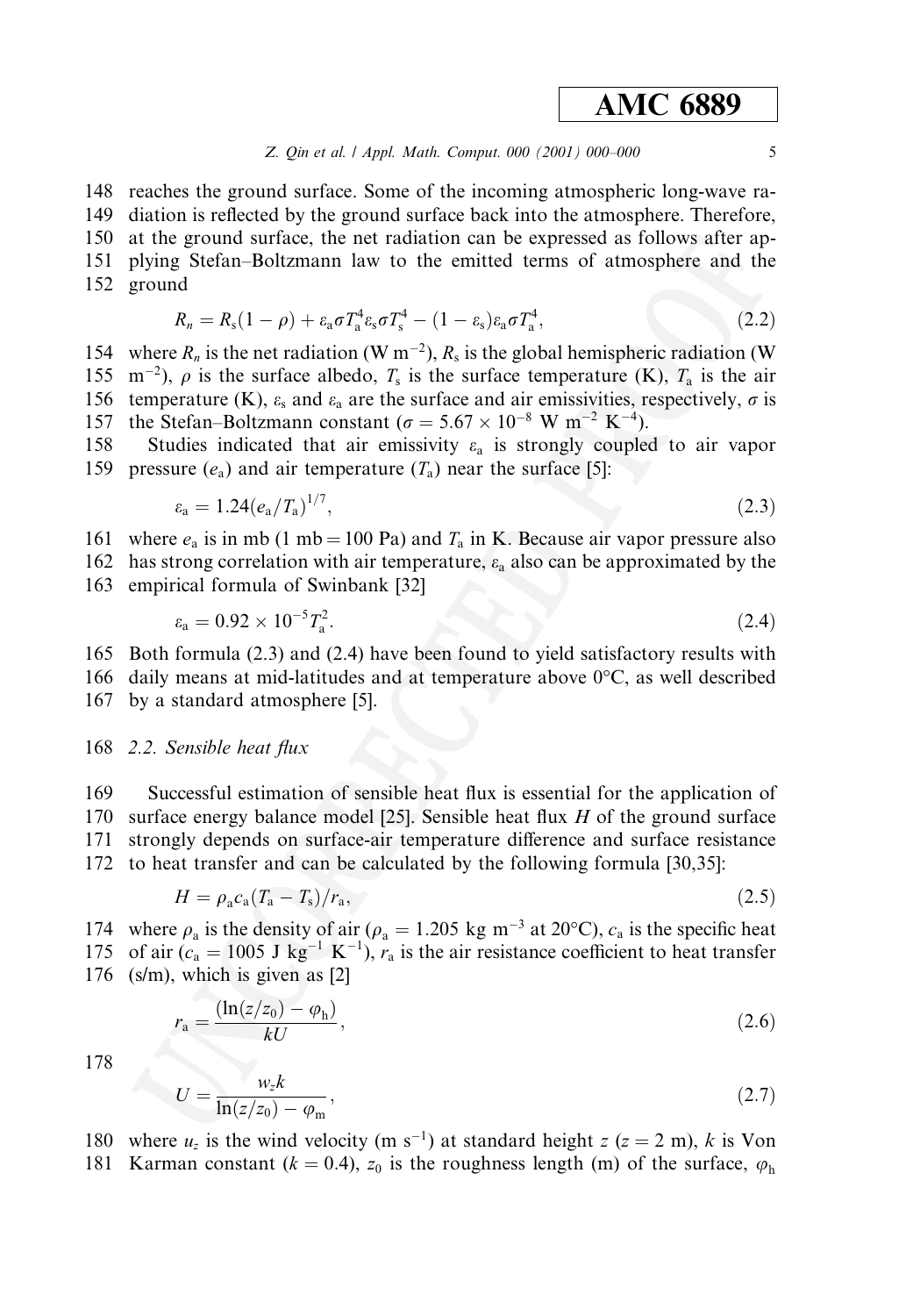reaches the ground surface. Some of the incoming atmospheric long-wave radiation is reflected by the ground surface back into the atmosphere. Therefore, at the ground surface, the net radiation can be expressed as follows after applying Stefan–Boltzmann law to the emitted terms of atmosphere and the ground

$$R_n = R_s(1 - \rho) + \varepsilon_a \sigma T_a^4 \varepsilon_s \sigma T_s^4 - (1 - \varepsilon_s)\varepsilon_a \sigma T_a^4, \tag{2.2}$$

where $R_n$ is the net radiation (W $m^{-2}$), $R_s$ is the global hemispheric radiation (W $m^{-2}$), $\rho$ is the surface albedo, $T_s$ is the surface temperature (K), $T_a$ is the air temperature (K), $\varepsilon_s$ and $\varepsilon_a$ are the surface and air emissivities, respectively, $\sigma$ is the Stefan–Boltzmann constant ($\sigma = 5.67 \times 10^{-8}$ W $m^{-2}$ $K^{-4}$).

Studies indicated that air emissivity $\varepsilon_a$ is strongly coupled to air vapor pressure ($e_a$) and air temperature ($T_a$) near the surface [5]:

$$\varepsilon_a = 1.24(e_a/T_a)^{1/7}, \tag{2.3}$$

where $e_a$ is in mb (1 mb = 100 Pa) and $T_a$ in K. Because air vapor pressure also has strong correlation with air temperature, $\varepsilon_a$ also can be approximated by the empirical formula of Swinbank [32]

$$\varepsilon_a = 0.92 \times 10^{-5} T_a^2. \tag{2.4}$$

Both formula (2.3) and (2.4) have been found to yield satisfactory results with daily means at mid-latitudes and at temperature above 0°C, as well described by a standard atmosphere [5].

### *2.2. Sensible heat flux*

Successful estimation of sensible heat flux is essential for the application of surface energy balance model [25]. Sensible heat flux $H$ of the ground surface strongly depends on surface-air temperature difference and surface resistance to heat transfer and can be calculated by the following formula [30,35]:

$$H = \rho_a c_a (T_a - T_s)/r_a, \tag{2.5}$$

where $\rho_a$ is the density of air ($\rho_a = 1.205$ kg $m^{-3}$ at 20°C), $c_a$ is the specific heat of air ($c_a = 1005$ J $kg^{-1}$ $K^{-1}$), $r_a$ is the air resistance coefficient to heat transfer (s/m), which is given as [2]

$$r_a = \frac{(\ln(z/z_0) - \varphi_h)}{kU}, \tag{2.6}$$

$$U = \frac{w_z k}{\ln(z/z_0) - \varphi_m}, \tag{2.7}$$

where $u_z$ is the wind velocity (m $s^{-1}$) at standard height $z$ ($z = 2$ m), $k$ is Von Karman constant ($k = 0.4$), $z_0$ is the roughness length (m) of the surface, $\varphi_h$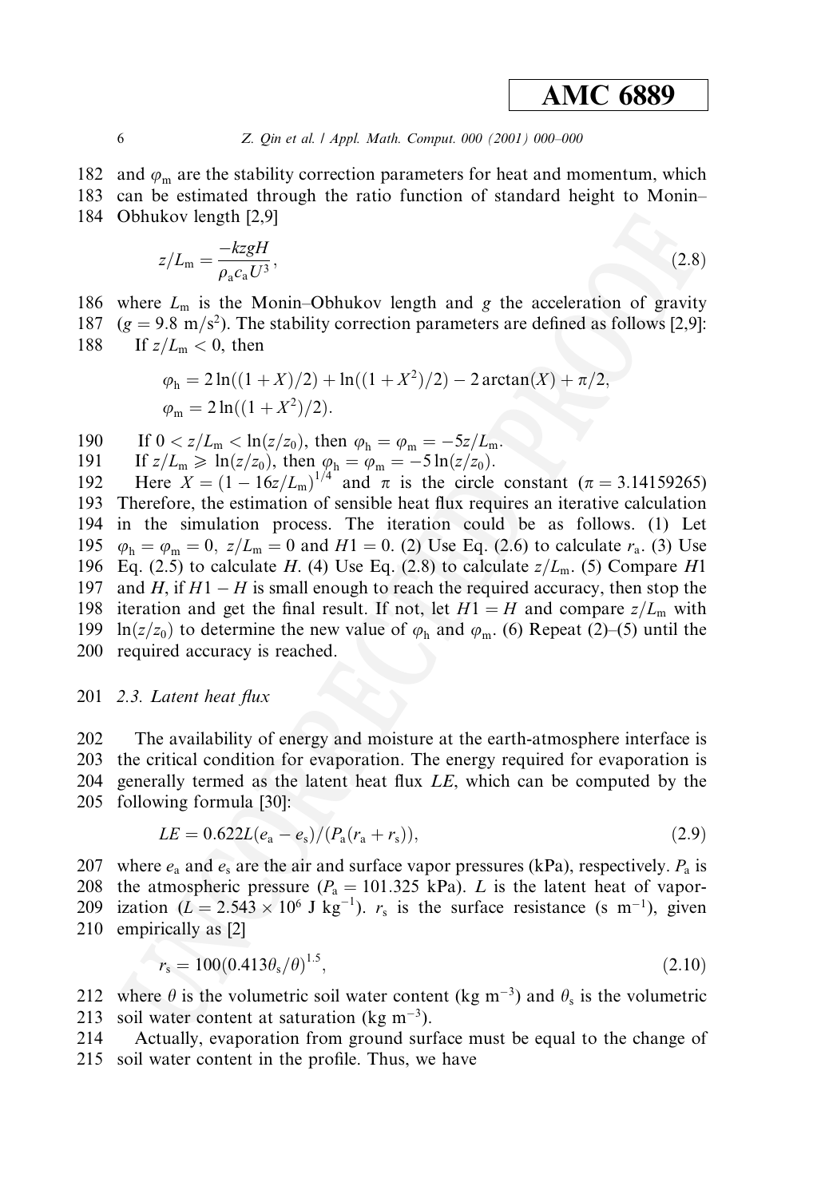and $\varphi_m$ are the stability correction parameters for heat and momentum, which can be estimated through the ratio function of standard height to Monin–Obhukov length [2,9]

$$z/L_m = \frac{-kzgH}{\rho_a c_a U^3}, \tag{2.8}$$

where $L_m$ is the Monin–Obhukov length and $g$ the acceleration of gravity ($g = 9.8$ m/s$^2$). The stability correction parameters are defined as follows [2,9]:

If $z/L_m < 0$, then

$$\varphi_h = 2\ln((1+X)/2) + \ln((1+X^2)/2) - 2\arctan(X) + \pi/2,$$
$$\varphi_m = 2\ln((1+X^2)/2).$$

If $0 < z/L_m < \ln(z/z_0)$, then $\varphi_h = \varphi_m = -5z/L_m$.

If $z/L_m \geqslant \ln(z/z_0)$, then $\varphi_h = \varphi_m = -5\ln(z/z_0)$.

Here $X = (1 - 16z/L_m)^{1/4}$ and $\pi$ is the circle constant ($\pi = 3.14159265$) Therefore, the estimation of sensible heat flux requires an iterative calculation in the simulation process. The iteration could be as follows. (1) Let $\varphi_h = \varphi_m = 0$, $z/L_m = 0$ and $H1 = 0$. (2) Use Eq. (2.6) to calculate $r_a$. (3) Use Eq. (2.5) to calculate $H$. (4) Use Eq. (2.8) to calculate $z/L_m$. (5) Compare $H1$ and $H$, if $H1 - H$ is small enough to reach the required accuracy, then stop the iteration and get the final result. If not, let $H1 = H$ and compare $z/L_m$ with $\ln(z/z_0)$ to determine the new value of $\varphi_h$ and $\varphi_m$. (6) Repeat (2)–(5) until the required accuracy is reached.

### 2.3. Latent heat flux

The availability of energy and moisture at the earth-atmosphere interface is the critical condition for evaporation. The energy required for evaporation is generally termed as the latent heat flux $LE$, which can be computed by the following formula [30]:

$$LE = 0.622L(e_a - e_s)/(P_a(r_a + r_s)), \tag{2.9}$$

where $e_a$ and $e_s$ are the air and surface vapor pressures (kPa), respectively. $P_a$ is the atmospheric pressure ($P_a = 101.325$ kPa). $L$ is the latent heat of vaporization ($L = 2.543 \times 10^6$ J kg$^{-1}$). $r_s$ is the surface resistance (s m$^{-1}$), given empirically as [2]

$$r_s = 100(0.413\theta_s/\theta)^{1.5}, \tag{2.10}$$

where $\theta$ is the volumetric soil water content (kg m$^{-3}$) and $\theta_s$ is the volumetric soil water content at saturation (kg m$^{-3}$).

Actually, evaporation from ground surface must be equal to the change of soil water content in the profile. Thus, we have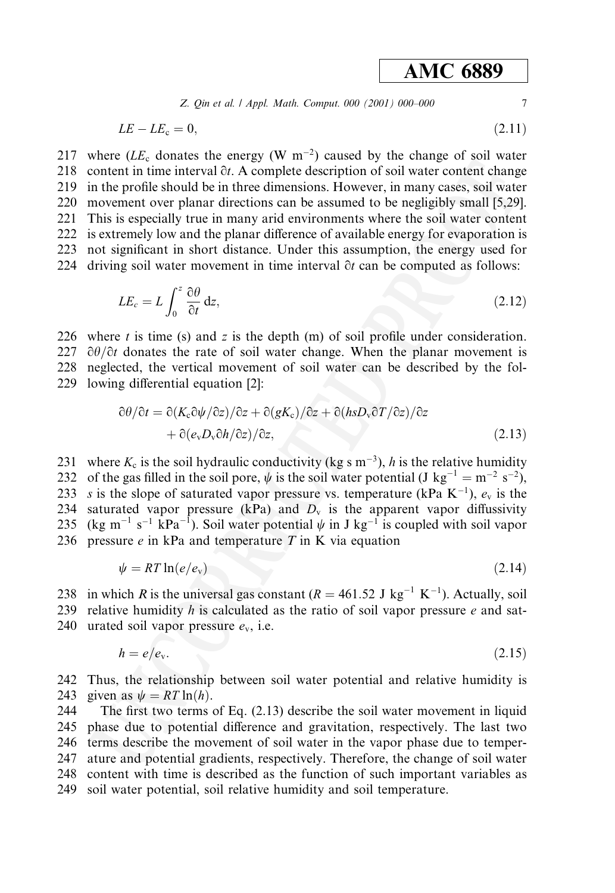$$LE - LE_c = 0, \tag{2.11}$$

where ($LE_c$ donates the energy (W m$^{-2}$) caused by the change of soil water content in time interval $\partial t$. A complete description of soil water content change in the profile should be in three dimensions. However, in many cases, soil water movement over planar directions can be assumed to be negligibly small [5,29]. This is especially true in many arid environments where the soil water content is extremely low and the planar difference of available energy for evaporation is not significant in short distance. Under this assumption, the energy used for driving soil water movement in time interval $\partial t$ can be computed as follows:

$$LE_c = L \int_0^z \frac{\partial \theta}{\partial t} \, \mathrm{d}z, \tag{2.12}$$

where $t$ is time (s) and $z$ is the depth (m) of soil profile under consideration. $\partial \theta / \partial t$ donates the rate of soil water change. When the planar movement is neglected, the vertical movement of soil water can be described by the following differential equation [2]:

$$\partial \theta / \partial t = \partial (K_c \partial \psi / \partial z) / \partial z + \partial (g K_c) / \partial z + \partial (h s D_v \partial T / \partial z) / \partial z + \partial (e_v D_v \partial h / \partial z) / \partial z, \tag{2.13}$$

where $K_c$ is the soil hydraulic conductivity (kg s m$^{-3}$), $h$ is the relative humidity of the gas filled in the soil pore, $\psi$ is the soil water potential (J kg$^{-1}$ = m$^{-2}$ s$^{-2}$), $s$ is the slope of saturated vapor pressure vs. temperature (kPa K$^{-1}$), $e_v$ is the saturated vapor pressure (kPa) and $D_v$ is the apparent vapor diffussivity (kg m$^{-1}$ s$^{-1}$ kPa$^{-1}$). Soil water potential $\psi$ in J kg$^{-1}$ is coupled with soil vapor pressure $e$ in kPa and temperature $T$ in K via equation

$$\psi = RT \ln(e/e_v) \tag{2.14}$$

in which $R$ is the universal gas constant ($R = 461.52$ J kg$^{-1}$ K$^{-1}$). Actually, soil relative humidity $h$ is calculated as the ratio of soil vapor pressure $e$ and saturated soil vapor pressure $e_v$, i.e.

$$h = e/e_v. \tag{2.15}$$

Thus, the relationship between soil water potential and relative humidity is given as $\psi = RT \ln(h)$.

The first two terms of Eq. (2.13) describe the soil water movement in liquid phase due to potential difference and gravitation, respectively. The last two terms describe the movement of soil water in the vapor phase due to temperature and potential gradients, respectively. Therefore, the change of soil water content with time is described as the function of such important variables as soil water potential, soil relative humidity and soil temperature.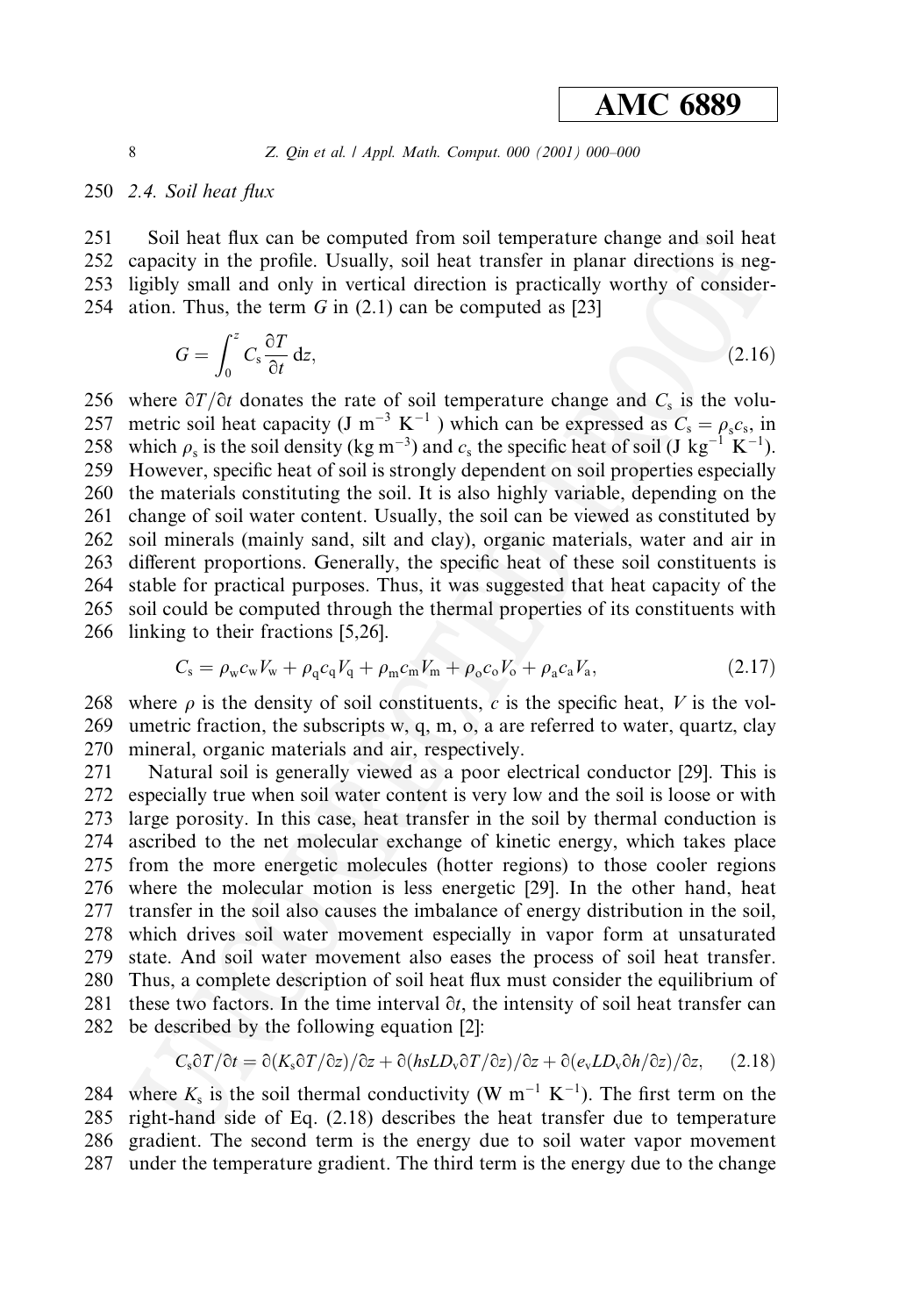### 2.4. Soil heat flux

Soil heat flux can be computed from soil temperature change and soil heat capacity in the profile. Usually, soil heat transfer in planar directions is negligibly small and only in vertical direction is practically worthy of consideration. Thus, the term $G$ in (2.1) can be computed as [23]

$$G = \int_0^z C_s \frac{\partial T}{\partial t} \, dz, \tag{2.16}$$

where $\partial T / \partial t$ donates the rate of soil temperature change and $C_s$ is the volumetric soil heat capacity (J $m^{-3}$ $K^{-1}$ ) which can be expressed as $C_s = \rho_s c_s$, in which $\rho_s$ is the soil density (kg $m^{-3}$) and $c_s$ the specific heat of soil (J $kg^{-1}$ $K^{-1}$). However, specific heat of soil is strongly dependent on soil properties especially the materials constituting the soil. It is also highly variable, depending on the change of soil water content. Usually, the soil can be viewed as constituted by soil minerals (mainly sand, silt and clay), organic materials, water and air in different proportions. Generally, the specific heat of these soil constituents is stable for practical purposes. Thus, it was suggested that heat capacity of the soil could be computed through the thermal properties of its constituents with linking to their fractions [5,26].

$$C_s = \rho_w c_w V_w + \rho_q c_q V_q + \rho_m c_m V_m + \rho_o c_o V_o + \rho_a c_a V_a, \tag{2.17}$$

where $\rho$ is the density of soil constituents, $c$ is the specific heat, $V$ is the volumetric fraction, the subscripts w, q, m, o, a are referred to water, quartz, clay mineral, organic materials and air, respectively.

Natural soil is generally viewed as a poor electrical conductor [29]. This is especially true when soil water content is very low and the soil is loose or with large porosity. In this case, heat transfer in the soil by thermal conduction is ascribed to the net molecular exchange of kinetic energy, which takes place from the more energetic molecules (hotter regions) to those cooler regions where the molecular motion is less energetic [29]. In the other hand, heat transfer in the soil also causes the imbalance of energy distribution in the soil, which drives soil water movement especially in vapor form at unsaturated state. And soil water movement also eases the process of soil heat transfer. Thus, a complete description of soil heat flux must consider the equilibrium of these two factors. In the time interval $\partial t$, the intensity of soil heat transfer can be described by the following equation [2]:

$$C_s \partial T / \partial t = \partial (K_s \partial T / \partial z) / \partial z + \partial (hsLD_v \partial T / \partial z) / \partial z + \partial (e_v L D_v \partial h / \partial z) / \partial z, \tag{2.18}$$

where $K_s$ is the soil thermal conductivity (W $m^{-1}$ $K^{-1}$). The first term on the right-hand side of Eq. (2.18) describes the heat transfer due to temperature gradient. The second term is the energy due to soil water vapor movement under the temperature gradient. The third term is the energy due to the change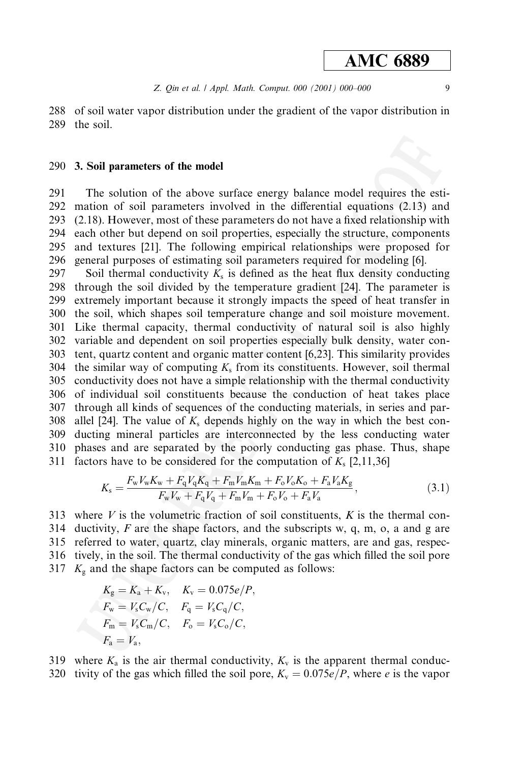of soil water vapor distribution under the gradient of the vapor distribution in the soil.

## 3. Soil parameters of the model

The solution of the above surface energy balance model requires the estimation of soil parameters involved in the differential equations (2.13) and (2.18). However, most of these parameters do not have a fixed relationship with each other but depend on soil properties, especially the structure, components and textures [21]. The following empirical relationships were proposed for general purposes of estimating soil parameters required for modeling [6].

Soil thermal conductivity $K_s$ is defined as the heat flux density conducting through the soil divided by the temperature gradient [24]. The parameter is extremely important because it strongly impacts the speed of heat transfer in the soil, which shapes soil temperature change and soil moisture movement. Like thermal capacity, thermal conductivity of natural soil is also highly variable and dependent on soil properties especially bulk density, water content, quartz content and organic matter content [6,23]. This similarity provides the similar way of computing $K_s$ from its constituents. However, soil thermal conductivity does not have a simple relationship with the thermal conductivity of individual soil constituents because the conduction of heat takes place through all kinds of sequences of the conducting materials, in series and parallel [24]. The value of $K_s$ depends highly on the way in which the best conducting mineral particles are interconnected by the less conducting water phases and are separated by the poorly conducting gas phase. Thus, shape factors have to be considered for the computation of $K_s$ [2,11,36]

$$K_s = \frac{F_w V_w K_w + F_q V_q K_q + F_m V_m K_m + F_o V_o K_o + F_a V_a K_g}{F_w V_w + F_q V_q + F_m V_m + F_o V_o + F_a V_a}, \tag{3.1}$$

where $V$ is the volumetric fraction of soil constituents, $K$ is the thermal conductivity, $F$ are the shape factors, and the subscripts w, q, m, o, a and g are referred to water, quartz, clay minerals, organic matters, are and gas, respectively, in the soil. The thermal conductivity of the gas which filled the soil pore $K_g$ and the shape factors can be computed as follows:

$$K_g = K_a + K_v, \quad K_v = 0.075e/P,$$
$$F_w = V_s C_w / C, \quad F_q = V_s C_q / C,$$
$$F_m = V_s C_m / C, \quad F_o = V_s C_o / C,$$
$$F_a = V_a,$$

where $K_a$ is the air thermal conductivity, $K_v$ is the apparent thermal conductivity of the gas which filled the soil pore, $K_v = 0.075e/P$, where $e$ is the vapor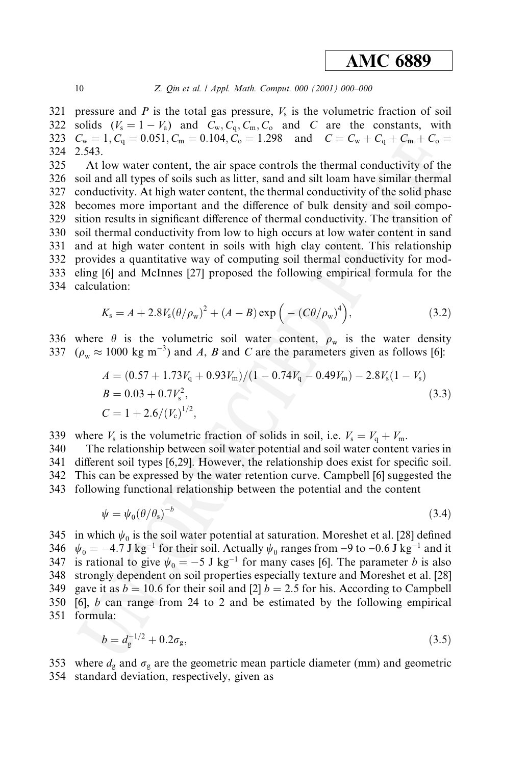pressure and $P$ is the total gas pressure, $V_s$ is the volumetric fraction of soil solids ($V_s = 1 - V_a$) and $C_w, C_q, C_m, C_o$ and $C$ are the constants, with $C_w = 1, C_q = 0.051, C_m = 0.104, C_o = 1.298$ and $C = C_w + C_q + C_m + C_o = 2.543$.

At low water content, the air space controls the thermal conductivity of the soil and all types of soils such as litter, sand and silt loam have similar thermal conductivity. At high water content, the thermal conductivity of the solid phase becomes more important and the difference of bulk density and soil composition results in significant difference of thermal conductivity. The transition of soil thermal conductivity from low to high occurs at low water content in sand and at high water content in soils with high clay content. This relationship provides a quantitative way of computing soil thermal conductivity for modeling [6] and McInnes [27] proposed the following empirical formula for the calculation:

$$K_s = A + 2.8V_s(\theta/\rho_w)^2 + (A - B)\exp\left(-(C\theta/\rho_w)^4\right), \tag{3.2}$$

where $\theta$ is the volumetric soil water content, $\rho_w$ is the water density ($\rho_w \approx 1000$ kg m$^{-3}$) and $A$, $B$ and $C$ are the parameters given as follows [6]:

$$\begin{aligned}
A &= (0.57 + 1.73V_q + 0.93V_m)/(1 - 0.74V_q - 0.49V_m) - 2.8V_s(1 - V_s) \\
B &= 0.03 + 0.7V_s^2, \\
C &= 1 + 2.6/(V_c)^{1/2},
\end{aligned} \tag{3.3}$$

where $V_s$ is the volumetric fraction of solids in soil, i.e. $V_s = V_q + V_m$.

The relationship between soil water potential and soil water content varies in different soil types [6,29]. However, the relationship does exist for specific soil. This can be expressed by the water retention curve. Campbell [6] suggested the following functional relationship between the potential and the content

$$\psi = \psi_0(\theta/\theta_s)^{-b} \tag{3.4}$$

in which $\psi_0$ is the soil water potential at saturation. Moreshet et al. [28] defined $\psi_0 = -4.7$ J kg$^{-1}$ for their soil. Actually $\psi_0$ ranges from $-9$ to $-0.6$ J kg$^{-1}$ and it is rational to give $\psi_0 = -5$ J kg$^{-1}$ for many cases [6]. The parameter $b$ is also strongly dependent on soil properties especially texture and Moreshet et al. [28] gave it as $b = 10.6$ for their soil and [2] $b = 2.5$ for his. According to Campbell [6], $b$ can range from 24 to 2 and be estimated by the following empirical formula:

$$b = d_g^{-1/2} + 0.2\sigma_g, \tag{3.5}$$

where $d_g$ and $\sigma_g$ are the geometric mean particle diameter (mm) and geometric standard deviation, respectively, given as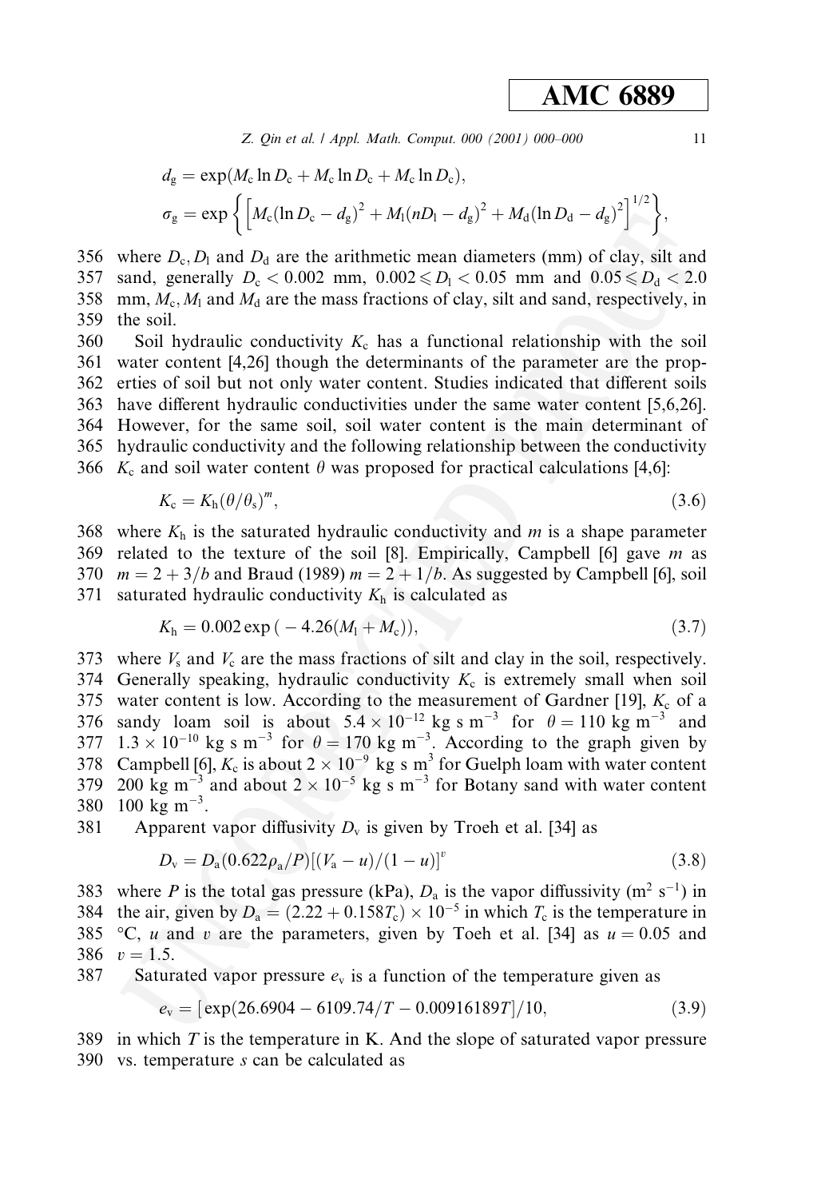$$d_g = \exp(M_c \ln D_c + M_c \ln D_c + M_c \ln D_c),$$

$$\sigma_g = \exp\left\{\left[M_c(\ln D_c - d_g)^2 + M_l(nD_l - d_g)^2 + M_d(\ln D_d - d_g)^2\right]^{1/2}\right\},$$

where $D_c, D_l$ and $D_d$ are the arithmetic mean diameters (mm) of clay, silt and sand, generally $D_c < 0.002$ mm, $0.002 \leqslant D_l < 0.05$ mm and $0.05 \leqslant D_d < 2.0$ mm, $M_c, M_l$ and $M_d$ are the mass fractions of clay, silt and sand, respectively, in the soil.

Soil hydraulic conductivity $K_c$ has a functional relationship with the soil water content [4,26] though the determinants of the parameter are the properties of soil but not only water content. Studies indicated that different soils have different hydraulic conductivities under the same water content [5,6,26]. However, for the same soil, soil water content is the main determinant of hydraulic conductivity and the following relationship between the conductivity $K_c$ and soil water content $\theta$ was proposed for practical calculations [4,6]:

$$K_c = K_h(\theta/\theta_s)^m, \tag{3.6}$$

where $K_h$ is the saturated hydraulic conductivity and $m$ is a shape parameter related to the texture of the soil [8]. Empirically, Campbell [6] gave $m$ as $m = 2 + 3/b$ and Braud (1989) $m = 2 + 1/b$. As suggested by Campbell [6], soil saturated hydraulic conductivity $K_h$ is calculated as

$$K_h = 0.002 \exp(-4.26(M_l + M_c)), \tag{3.7}$$

where $V_s$ and $V_c$ are the mass fractions of silt and clay in the soil, respectively. Generally speaking, hydraulic conductivity $K_c$ is extremely small when soil water content is low. According to the measurement of Gardner [19], $K_c$ of a sandy loam soil is about $5.4 \times 10^{-12}$ kg s m$^{-3}$ for $\theta = 110$ kg m$^{-3}$ and $1.3 \times 10^{-10}$ kg s m$^{-3}$ for $\theta = 170$ kg m$^{-3}$. According to the graph given by Campbell [6], $K_c$ is about $2 \times 10^{-9}$ kg s m$^3$ for Guelph loam with water content 200 kg m$^{-3}$ and about $2 \times 10^{-5}$ kg s m$^{-3}$ for Botany sand with water content 100 kg m$^{-3}$.

Apparent vapor diffusivity $D_v$ is given by Troeh et al. [34] as

$$D_v = D_a(0.622\rho_a/P)[(V_a - u)/(1 - u)]^v \tag{3.8}$$

where $P$ is the total gas pressure (kPa), $D_a$ is the vapor diffusivity (m$^2$ s$^{-1}$) in the air, given by $D_a = (2.22 + 0.158T_c) \times 10^{-5}$ in which $T_c$ is the temperature in °C, $u$ and $v$ are the parameters, given by Toeh et al. [34] as $u = 0.05$ and $v = 1.5$.

Saturated vapor pressure $e_v$ is a function of the temperature given as

$$e_v = [\exp(26.6904 - 6109.74/T - 0.00916189T]/10, \tag{3.9}$$

in which $T$ is the temperature in K. And the slope of saturated vapor pressure vs. temperature $s$ can be calculated as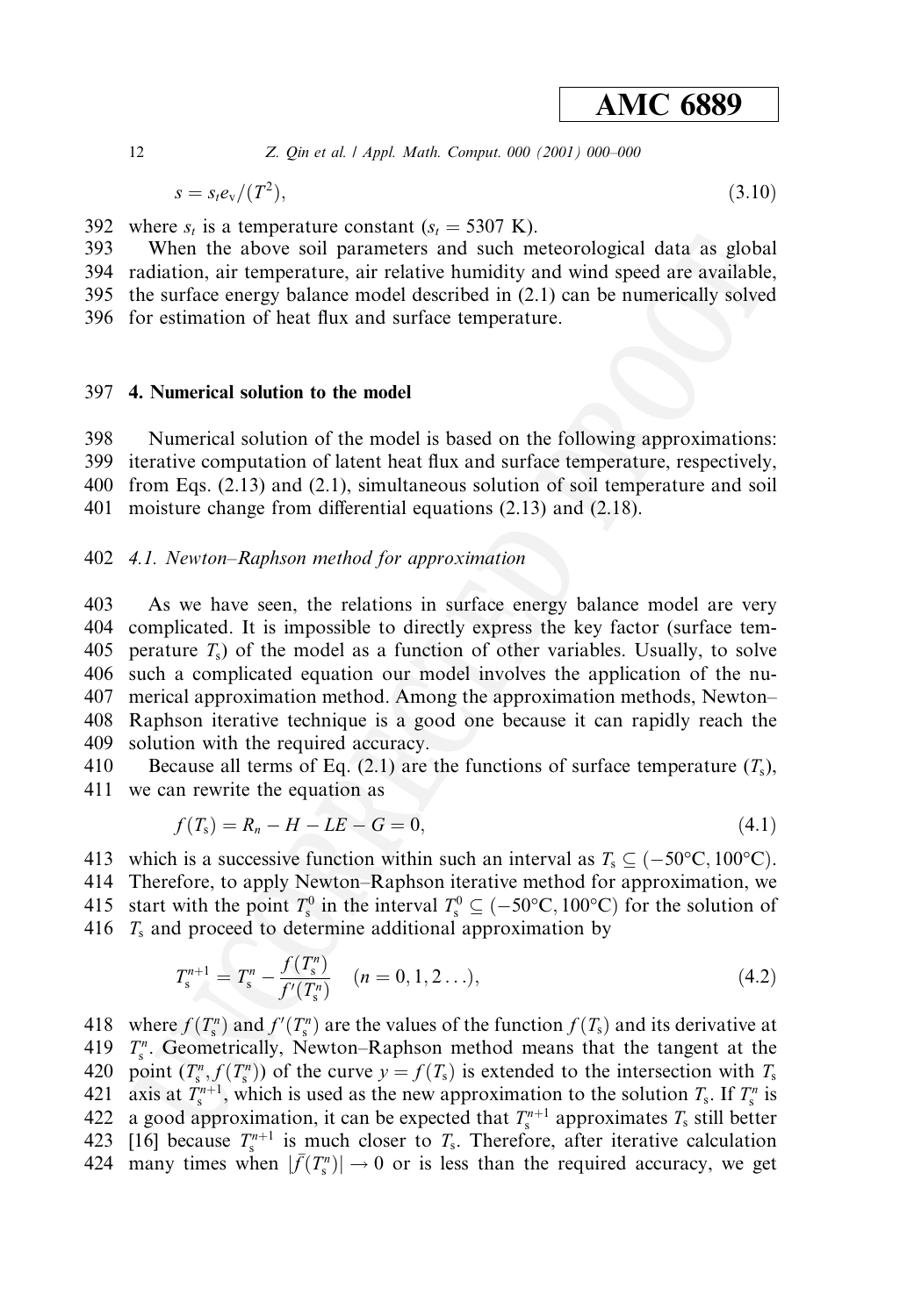$$s = s_t e_v/(T^2), \tag{3.10}$$

where $s_t$ is a temperature constant ($s_t = 5307$ K).

When the above soil parameters and such meteorological data as global radiation, air temperature, air relative humidity and wind speed are available, the surface energy balance model described in (2.1) can be numerically solved for estimation of heat flux and surface temperature.

## 4. Numerical solution to the model

Numerical solution of the model is based on the following approximations: iterative computation of latent heat flux and surface temperature, respectively, from Eqs. (2.13) and (2.1), simultaneous solution of soil temperature and soil moisture change from differential equations (2.13) and (2.18).

### 4.1. Newton–Raphson method for approximation

As we have seen, the relations in surface energy balance model are very complicated. It is impossible to directly express the key factor (surface temperature $T_s$) of the model as a function of other variables. Usually, to solve such a complicated equation our model involves the application of the numerical approximation method. Among the approximation methods, Newton–Raphson iterative technique is a good one because it can rapidly reach the solution with the required accuracy.

Because all terms of Eq. (2.1) are the functions of surface temperature ($T_s$), we can rewrite the equation as

$$f(T_s) = R_n - H - LE - G = 0, \tag{4.1}$$

which is a successive function within such an interval as $T_s \subseteq (-50°\text{C}, 100°\text{C})$. Therefore, to apply Newton–Raphson iterative method for approximation, we start with the point $T_s^0$ in the interval $T_s^0 \subseteq (-50°\text{C}, 100°\text{C})$ for the solution of $T_s$ and proceed to determine additional approximation by

$$T_s^{n+1} = T_s^n - \frac{f(T_s^n)}{f'(T_s^n)} \quad (n = 0, 1, 2 \ldots), \tag{4.2}$$

where $f(T_s^n)$ and $f'(T_s^n)$ are the values of the function $f(T_s)$ and its derivative at $T_s^n$. Geometrically, Newton–Raphson method means that the tangent at the point $(T_s^n, f(T_s^n))$ of the curve $y = f(T_s)$ is extended to the intersection with $T_s$ axis at $T_s^{n+1}$, which is used as the new approximation to the solution $T_s$. If $T_s^n$ is a good approximation, it can be expected that $T_s^{n+1}$ approximates $T_s$ still better [16] because $T_s^{n+1}$ is much closer to $T_s$. Therefore, after iterative calculation many times when $|\bar{f}(T_s^n)| \to 0$ or is less than the required accuracy, we get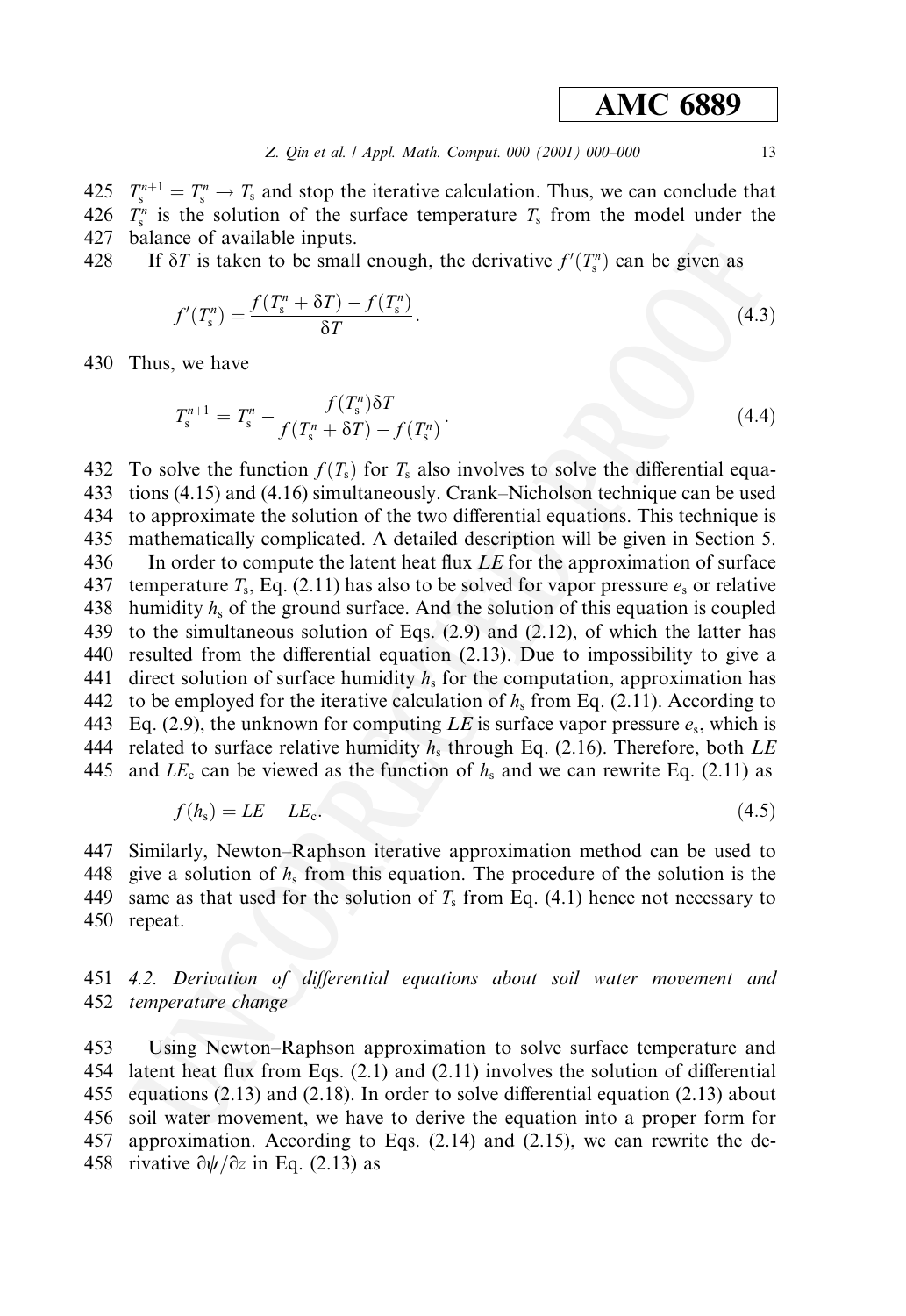$T_s^{n+1} = T_s^n \rightarrow T_s$ and stop the iterative calculation. Thus, we can conclude that $T_s^n$ is the solution of the surface temperature $T_s$ from the model under the balance of available inputs.

If $\delta T$ is taken to be small enough, the derivative $f'(T_s^n)$ can be given as

$$f'(T_s^n) = \frac{f(T_s^n + \delta T) - f(T_s^n)}{\delta T}. \tag{4.3}$$

Thus, we have

$$T_s^{n+1} = T_s^n - \frac{f(T_s^n)\delta T}{f(T_s^n + \delta T) - f(T_s^n)}. \tag{4.4}$$

To solve the function $f(T_s)$ for $T_s$ also involves to solve the differential equations (4.15) and (4.16) simultaneously. Crank–Nicholson technique can be used to approximate the solution of the two differential equations. This technique is mathematically complicated. A detailed description will be given in Section 5.

In order to compute the latent heat flux $LE$ for the approximation of surface temperature $T_s$, Eq. (2.11) has also to be solved for vapor pressure $e_s$ or relative humidity $h_s$ of the ground surface. And the solution of this equation is coupled to the simultaneous solution of Eqs. (2.9) and (2.12), of which the latter has resulted from the differential equation (2.13). Due to impossibility to give a direct solution of surface humidity $h_s$ for the computation, approximation has to be employed for the iterative calculation of $h_s$ from Eq. (2.11). According to Eq. (2.9), the unknown for computing $LE$ is surface vapor pressure $e_s$, which is related to surface relative humidity $h_s$ through Eq. (2.16). Therefore, both $LE$ and $LE_c$ can be viewed as the function of $h_s$ and we can rewrite Eq. (2.11) as

$$f(h_s) = LE - LE_c. \tag{4.5}$$

Similarly, Newton–Raphson iterative approximation method can be used to give a solution of $h_s$ from this equation. The procedure of the solution is the same as that used for the solution of $T_s$ from Eq. (4.1) hence not necessary to repeat.

### *4.2. Derivation of differential equations about soil water movement and temperature change*

Using Newton–Raphson approximation to solve surface temperature and latent heat flux from Eqs. (2.1) and (2.11) involves the solution of differential equations (2.13) and (2.18). In order to solve differential equation (2.13) about soil water movement, we have to derive the equation into a proper form for approximation. According to Eqs. (2.14) and (2.15), we can rewrite the derivative $\partial\psi/\partial z$ in Eq. (2.13) as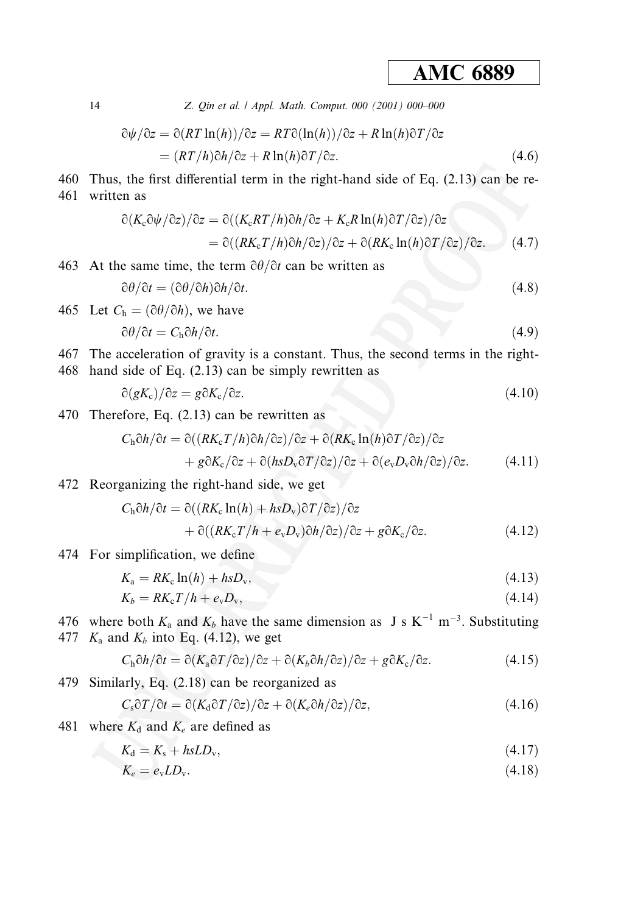$$\partial\psi/\partial z = \partial(RT\ln(h))/\partial z = RT\partial(\ln(h))/\partial z + R\ln(h)\partial T/\partial z$$
$$= (RT/h)\partial h/\partial z + R\ln(h)\partial T/\partial z. \tag{4.6}$$

Thus, the first differential term in the right-hand side of Eq. (2.13) can be rewritten as

$$\partial(K_c\partial\psi/\partial z)/\partial z = \partial((K_cRT/h)\partial h/\partial z + K_cR\ln(h)\partial T/\partial z)/\partial z$$
$$= \partial((RK_cT/h)\partial h/\partial z)/\partial z + \partial(RK_c\ln(h)\partial T/\partial z)/\partial z. \tag{4.7}$$

At the same time, the term $\partial\theta/\partial t$ can be written as

$$\partial\theta/\partial t = (\partial\theta/\partial h)\partial h/\partial t. \tag{4.8}$$

Let $C_h = (\partial\theta/\partial h)$, we have

$$\partial\theta/\partial t = C_h\partial h/\partial t. \tag{4.9}$$

The acceleration of gravity is a constant. Thus, the second terms in the right-hand side of Eq. (2.13) can be simply rewritten as

$$\partial(gK_c)/\partial z = g\partial K_c/\partial z. \tag{4.10}$$

Therefore, Eq. (2.13) can be rewritten as

$$C_h\partial h/\partial t = \partial((RK_cT/h)\partial h/\partial z)/\partial z + \partial(RK_c\ln(h)\partial T/\partial z)/\partial z$$
$$+ g\partial K_c/\partial z + \partial(hsD_v\partial T/\partial z)/\partial z + \partial(e_vD_v\partial h/\partial z)/\partial z. \tag{4.11}$$

Reorganizing the right-hand side, we get

$$C_h\partial h/\partial t = \partial((RK_c\ln(h) + hsD_v)\partial T/\partial z)/\partial z$$
$$+ \partial((RK_cT/h + e_vD_v)\partial h/\partial z)/\partial z + g\partial K_c/\partial z. \tag{4.12}$$

For simplification, we define

$$K_a = RK_c\ln(h) + hsD_v, \tag{4.13}$$
$$K_b = RK_cT/h + e_vD_v, \tag{4.14}$$

where both $K_a$ and $K_b$ have the same dimension as J s $K^{-1}$ $m^{-3}$. Substituting $K_a$ and $K_b$ into Eq. (4.12), we get

$$C_h\partial h/\partial t = \partial(K_a\partial T/\partial z)/\partial z + \partial(K_b\partial h/\partial z)/\partial z + g\partial K_c/\partial z. \tag{4.15}$$

Similarly, Eq. (2.18) can be reorganized as

$$C_s\partial T/\partial t = \partial(K_d\partial T/\partial z)/\partial z + \partial(K_e\partial h/\partial z)/\partial z, \tag{4.16}$$

where $K_d$ and $K_e$ are defined as

$$K_d = K_s + hsLD_v, \tag{4.17}$$
$$K_e = e_vLD_v. \tag{4.18}$$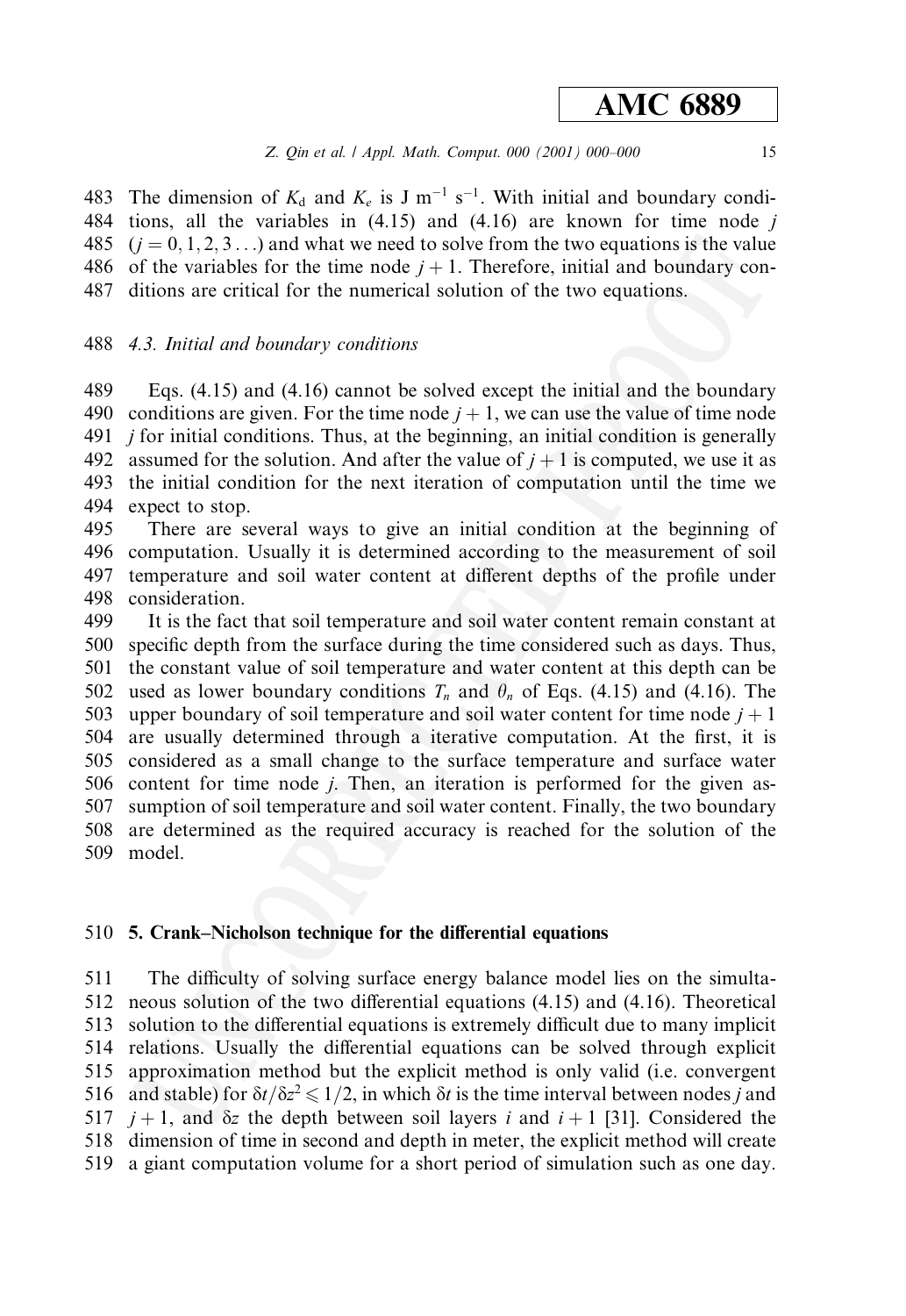The dimension of $K_d$ and $K_e$ is J m$^{-1}$ s$^{-1}$. With initial and boundary conditions, all the variables in (4.15) and (4.16) are known for time node $j$ ($j = 0, 1, 2, 3 \ldots$) and what we need to solve from the two equations is the value of the variables for the time node $j + 1$. Therefore, initial and boundary conditions are critical for the numerical solution of the two equations.

### 4.3. Initial and boundary conditions

Eqs. (4.15) and (4.16) cannot be solved except the initial and the boundary conditions are given. For the time node $j + 1$, we can use the value of time node $j$ for initial conditions. Thus, at the beginning, an initial condition is generally assumed for the solution. And after the value of $j + 1$ is computed, we use it as the initial condition for the next iteration of computation until the time we expect to stop.

There are several ways to give an initial condition at the beginning of computation. Usually it is determined according to the measurement of soil temperature and soil water content at different depths of the profile under consideration.

It is the fact that soil temperature and soil water content remain constant at specific depth from the surface during the time considered such as days. Thus, the constant value of soil temperature and water content at this depth can be used as lower boundary conditions $T_n$ and $\theta_n$ of Eqs. (4.15) and (4.16). The upper boundary of soil temperature and soil water content for time node $j + 1$ are usually determined through a iterative computation. At the first, it is considered as a small change to the surface temperature and surface water content for time node $j$. Then, an iteration is performed for the given assumption of soil temperature and soil water content. Finally, the two boundary are determined as the required accuracy is reached for the solution of the model.

## 5. Crank–Nicholson technique for the differential equations

The difficulty of solving surface energy balance model lies on the simultaneous solution of the two differential equations (4.15) and (4.16). Theoretical solution to the differential equations is extremely difficult due to many implicit relations. Usually the differential equations can be solved through explicit approximation method but the explicit method is only valid (i.e. convergent and stable) for $\delta t / \delta z^2 \leqslant 1/2$, in which $\delta t$ is the time interval between nodes $j$ and $j + 1$, and $\delta z$ the depth between soil layers $i$ and $i + 1$ [31]. Considered the dimension of time in second and depth in meter, the explicit method will create a giant computation volume for a short period of simulation such as one day.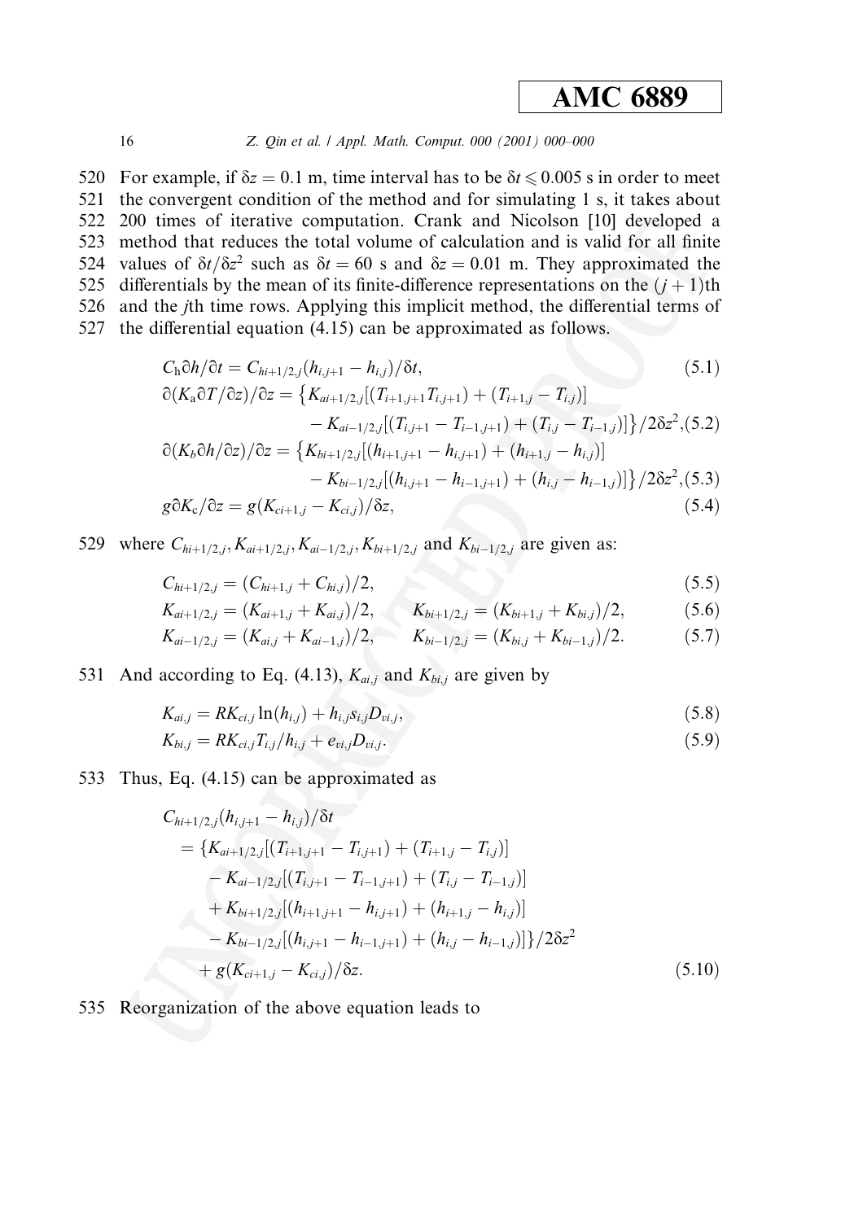For example, if $\delta z = 0.1$ m, time interval has to be $\delta t \leqslant 0.005$ s in order to meet the convergent condition of the method and for simulating 1 s, it takes about 200 times of iterative computation. Crank and Nicolson [10] developed a method that reduces the total volume of calculation and is valid for all finite values of $\delta t/\delta z^2$ such as $\delta t = 60$ s and $\delta z = 0.01$ m. They approximated the differentials by the mean of its finite-difference representations on the $(j+1)$th and the $j$th time rows. Applying this implicit method, the differential terms of the differential equation (4.15) can be approximated as follows.

$$C_{\mathrm{h}}\partial h/\partial t = C_{hi+1/2,j}(h_{i,j+1} - h_{i,j})/\delta t, \tag{5.1}$$

$$\begin{aligned}\partial(K_{\mathrm{a}}\partial T/\partial z)/\partial z = \big\{&K_{ai+1/2,j}[(T_{i+1,j+1}T_{i,j+1}) + (T_{i+1,j} - T_{i,j})] \\ &- K_{ai-1/2,j}[(T_{i,j+1} - T_{i-1,j+1}) + (T_{i,j} - T_{i-1,j})]\big\}/2\delta z^2,\end{aligned} \tag{5.2}$$

$$\begin{aligned}\partial(K_b\partial h/\partial z)/\partial z = \big\{&K_{bi+1/2,j}[(h_{i+1,j+1} - h_{i,j+1}) + (h_{i+1,j} - h_{i,j})] \\ &- K_{bi-1/2,j}[(h_{i,j+1} - h_{i-1,j+1}) + (h_{i,j} - h_{i-1,j})]\big\}/2\delta z^2,\end{aligned} \tag{5.3}$$

$$g\partial K_{\mathrm{c}}/\partial z = g(K_{ci+1,j} - K_{ci,j})/\delta z, \tag{5.4}$$

where $C_{hi+1/2,j}, K_{ai+1/2,j}, K_{ai-1/2,j}, K_{bi+1/2,j}$ and $K_{bi-1/2,j}$ are given as:

$$C_{hi+1/2,j} = (C_{hi+1,j} + C_{hi,j})/2, \tag{5.5}$$

$$K_{ai+1/2,j} = (K_{ai+1,j} + K_{ai,j})/2, \qquad K_{bi+1/2,j} = (K_{bi+1,j} + K_{bi,j})/2, \tag{5.6}$$

$$K_{ai-1/2,j} = (K_{ai,j} + K_{ai-1,j})/2, \qquad K_{bi-1/2,j} = (K_{bi,j} + K_{bi-1,j})/2. \tag{5.7}$$

And according to Eq. (4.13), $K_{ai,j}$ and $K_{bi,j}$ are given by

$$K_{ai,j} = RK_{ci,j}\ln(h_{i,j}) + h_{i,j}s_{i,j}D_{vi,j}, \tag{5.8}$$

$$K_{bi,j} = RK_{ci,j}T_{i,j}/h_{i,j} + e_{vi,j}D_{vi,j}. \tag{5.9}$$

Thus, Eq. (4.15) can be approximated as

$$\begin{aligned}&C_{hi+1/2,j}(h_{i,j+1} - h_{i,j})/\delta t \\ &\quad = \{K_{ai+1/2,j}[(T_{i+1,j+1} - T_{i,j+1}) + (T_{i+1,j} - T_{i,j})] \\ &\qquad - K_{ai-1/2,j}[(T_{i,j+1} - T_{i-1,j+1}) + (T_{i,j} - T_{i-1,j})] \\ &\qquad + K_{bi+1/2,j}[(h_{i+1,j+1} - h_{i,j+1}) + (h_{i+1,j} - h_{i,j})] \\ &\qquad - K_{bi-1/2,j}[(h_{i,j+1} - h_{i-1,j+1}) + (h_{i,j} - h_{i-1,j})]\}/2\delta z^2 \\ &\qquad + g(K_{ci+1,j} - K_{ci,j})/\delta z.\end{aligned} \tag{5.10}$$

Reorganization of the above equation leads to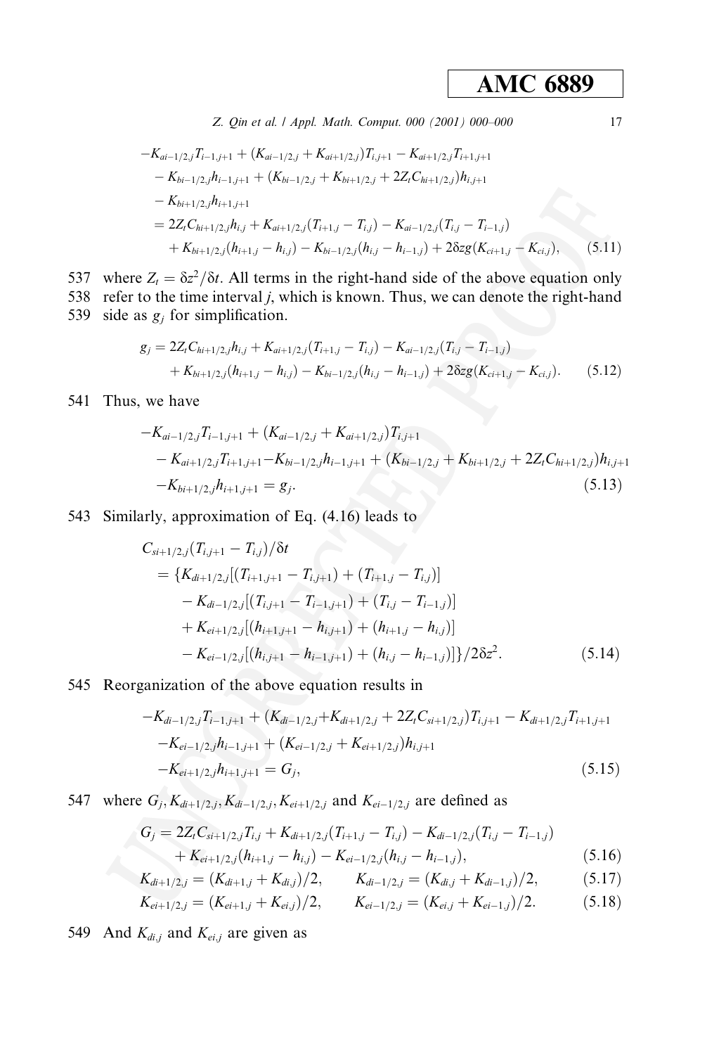$$
\begin{aligned}
&-K_{ai-1/2,j}T_{i-1,j+1} + (K_{ai-1/2,j} + K_{ai+1/2,j})T_{i,j+1} - K_{ai+1/2,j}T_{i+1,j+1} \\
&\quad - K_{bi-1/2,j}h_{i-1,j+1} + (K_{bi-1/2,j} + K_{bi+1/2,j} + 2Z_t C_{hi+1/2,j})h_{i,j+1} \\
&\quad - K_{bi+1/2,j}h_{i+1,j+1} \\
&\quad = 2Z_t C_{hi+1/2,j}h_{i,j} + K_{ai+1/2,j}(T_{i+1,j} - T_{i,j}) - K_{ai-1/2,j}(T_{i,j} - T_{i-1,j}) \\
&\qquad + K_{bi+1/2,j}(h_{i+1,j} - h_{i,j}) - K_{bi-1/2,j}(h_{i,j} - h_{i-1,j}) + 2\delta z g(K_{ci+1,j} - K_{ci,j}), \qquad (5.11)
\end{aligned}
$$

where $Z_t = \delta z^2/\delta t$. All terms in the right-hand side of the above equation only refer to the time interval $j$, which is known. Thus, we can denote the right-hand side as $g_j$ for simplification.

$$
\begin{aligned}
g_j &= 2Z_t C_{hi+1/2,j}h_{i,j} + K_{ai+1/2,j}(T_{i+1,j} - T_{i,j}) - K_{ai-1/2,j}(T_{i,j} - T_{i-1,j}) \\
&\quad + K_{bi+1/2,j}(h_{i+1,j} - h_{i,j}) - K_{bi-1/2,j}(h_{i,j} - h_{i-1,j}) + 2\delta z g(K_{ci+1,j} - K_{ci,j}). \qquad (5.12)
\end{aligned}
$$

Thus, we have

$$
\begin{aligned}
&-K_{ai-1/2,j}T_{i-1,j+1} + (K_{ai-1/2,j} + K_{ai+1/2,j})T_{i,j+1} \\
&\quad - K_{ai+1/2,j}T_{i+1,j+1} - K_{bi-1/2,j}h_{i-1,j+1} + (K_{bi-1/2,j} + K_{bi+1/2,j} + 2Z_t C_{hi+1/2,j})h_{i,j+1} \\
&\quad - K_{bi+1/2,j}h_{i+1,j+1} = g_j. \qquad (5.13)
\end{aligned}
$$

Similarly, approximation of Eq. (4.16) leads to

$$
\begin{aligned}
&C_{si+1/2,j}(T_{i,j+1} - T_{i,j})/\delta t \\
&\quad = \{K_{di+1/2,j}[(T_{i+1,j+1} - T_{i,j+1}) + (T_{i+1,j} - T_{i,j})] \\
&\qquad - K_{di-1/2,j}[(T_{i,j+1} - T_{i-1,j+1}) + (T_{i,j} - T_{i-1,j})] \\
&\qquad + K_{ei+1/2,j}[(h_{i+1,j+1} - h_{i,j+1}) + (h_{i+1,j} - h_{i,j})] \\
&\qquad - K_{ei-1/2,j}[(h_{i,j+1} - h_{i-1,j+1}) + (h_{i,j} - h_{i-1,j})]\}/2\delta z^2. \qquad (5.14)
\end{aligned}
$$

Reorganization of the above equation results in

$$
\begin{aligned}
&-K_{di-1/2,j}T_{i-1,j+1} + (K_{di-1/2,j} + K_{di+1/2,j} + 2Z_t C_{si+1/2,j})T_{i,j+1} - K_{di+1/2,j}T_{i+1,j+1} \\
&\quad - K_{ei-1/2,j}h_{i-1,j+1} + (K_{ei-1/2,j} + K_{ei+1/2,j})h_{i,j+1} \\
&\quad - K_{ei+1/2,j}h_{i+1,j+1} = G_j, \qquad (5.15)
\end{aligned}
$$

where $G_j, K_{di+1/2,j}, K_{di-1/2,j}, K_{ei+1/2,j}$ and $K_{ei-1/2,j}$ are defined as

$$
\begin{aligned}
G_j &= 2Z_t C_{si+1/2,j}T_{i,j} + K_{di+1/2,j}(T_{i+1,j} - T_{i,j}) - K_{di-1/2,j}(T_{i,j} - T_{i-1,j}) \\
&\quad + K_{ei+1/2,j}(h_{i+1,j} - h_{i,j}) - K_{ei-1/2,j}(h_{i,j} - h_{i-1,j}), \qquad (5.16)
\end{aligned}
$$

$$
K_{di+1/2,j} = (K_{di+1,j} + K_{di,j})/2, \qquad K_{di-1/2,j} = (K_{di,j} + K_{di-1,j})/2, \qquad (5.17)
$$

$$
K_{ei+1/2,j} = (K_{ei+1,j} + K_{ei,j})/2, \qquad K_{ei-1/2,j} = (K_{ei,j} + K_{ei-1,j})/2. \qquad (5.18)
$$

And $K_{di,j}$ and $K_{ei,j}$ are given as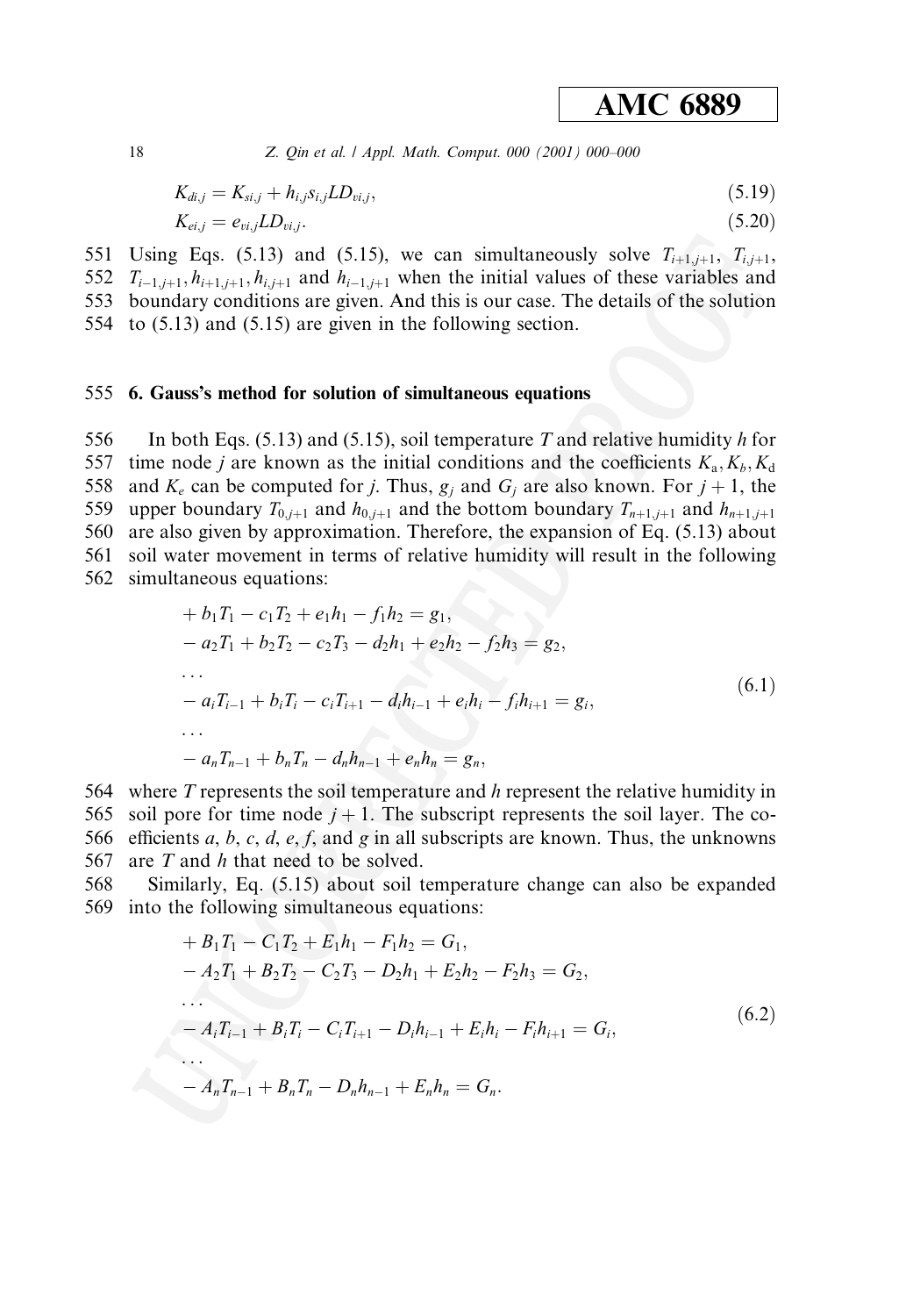$$K_{di,j} = K_{si,j} + h_{i,j}s_{i,j}LD_{vi,j}, \tag{5.19}$$

$$K_{ei,j} = e_{vi,j}LD_{vi,j}. \tag{5.20}$$

Using Eqs. (5.13) and (5.15), we can simultaneously solve $T_{i+1,j+1}$, $T_{i,j+1}$, $T_{i-1,j+1}, h_{i+1,j+1}, h_{i,j+1}$ and $h_{i-1,j+1}$ when the initial values of these variables and boundary conditions are given. And this is our case. The details of the solution to (5.13) and (5.15) are given in the following section.

## 6. Gauss's method for solution of simultaneous equations

In both Eqs. (5.13) and (5.15), soil temperature $T$ and relative humidity $h$ for time node $j$ are known as the initial conditions and the coefficients $K_a, K_b, K_d$ and $K_e$ can be computed for $j$. Thus, $g_j$ and $G_j$ are also known. For $j+1$, the upper boundary $T_{0,j+1}$ and $h_{0,j+1}$ and the bottom boundary $T_{n+1,j+1}$ and $h_{n+1,j+1}$ are also given by approximation. Therefore, the expansion of Eq. (5.13) about soil water movement in terms of relative humidity will result in the following simultaneous equations:

$$\begin{aligned}
&+ b_1T_1 - c_1T_2 + e_1h_1 - f_1h_2 = g_1,\\
&- a_2T_1 + b_2T_2 - c_2T_3 - d_2h_1 + e_2h_2 - f_2h_3 = g_2,\\
&\dots\\
&- a_iT_{i-1} + b_iT_i - c_iT_{i+1} - d_ih_{i-1} + e_ih_i - f_ih_{i+1} = g_i,\\
&\dots\\
&- a_nT_{n-1} + b_nT_n - d_nh_{n-1} + e_nh_n = g_n,
\end{aligned} \tag{6.1}$$

where $T$ represents the soil temperature and $h$ represent the relative humidity in soil pore for time node $j+1$. The subscript represents the soil layer. The coefficients $a$, $b$, $c$, $d$, $e$, $f$, and $g$ in all subscripts are known. Thus, the unknowns are $T$ and $h$ that need to be solved.

Similarly, Eq. (5.15) about soil temperature change can also be expanded into the following simultaneous equations:

$$\begin{aligned}
&+ B_1T_1 - C_1T_2 + E_1h_1 - F_1h_2 = G_1,\\
&- A_2T_1 + B_2T_2 - C_2T_3 - D_2h_1 + E_2h_2 - F_2h_3 = G_2,\\
&\dots\\
&- A_iT_{i-1} + B_iT_i - C_iT_{i+1} - D_ih_{i-1} + E_ih_i - F_ih_{i+1} = G_i,\\
&\dots\\
&- A_nT_{n-1} + B_nT_n - D_nh_{n-1} + E_nh_n = G_n.
\end{aligned} \tag{6.2}$$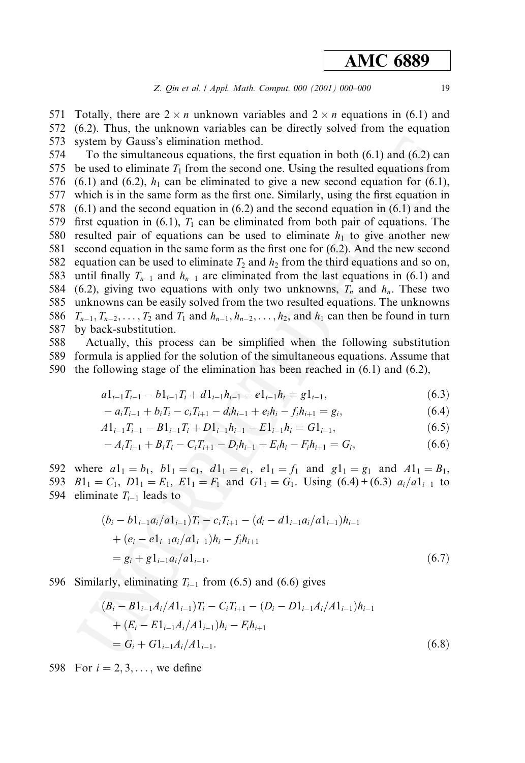Totally, there are $2 \times n$ unknown variables and $2 \times n$ equations in (6.1) and (6.2). Thus, the unknown variables can be directly solved from the equation system by Gauss's elimination method.

To the simultaneous equations, the first equation in both (6.1) and (6.2) can be used to eliminate $T_1$ from the second one. Using the resulted equations from (6.1) and (6.2), $h_1$ can be eliminated to give a new second equation for (6.1), which is in the same form as the first one. Similarly, using the first equation in (6.1) and the second equation in (6.2) and the second equation in (6.1) and the first equation in (6.1), $T_1$ can be eliminated from both pair of equations. The resulted pair of equations can be used to eliminate $h_1$ to give another new second equation in the same form as the first one for (6.2). And the new second equation can be used to eliminate $T_2$ and $h_2$ from the third equations and so on, until finally $T_{n-1}$ and $h_{n-1}$ are eliminated from the last equations in (6.1) and (6.2), giving two equations with only two unknowns, $T_n$ and $h_n$. These two unknowns can be easily solved from the two resulted equations. The unknowns $T_{n-1}, T_{n-2}, \ldots, T_2$ and $T_1$ and $h_{n-1}, h_{n-2}, \ldots, h_2$, and $h_1$ can then be found in turn by back-substitution.

Actually, this process can be simplified when the following substitution formula is applied for the solution of the simultaneous equations. Assume that the following stage of the elimination has been reached in (6.1) and (6.2),

$$a1_{i-1}T_{i-1} - b1_{i-1}T_i + d1_{i-1}h_{i-1} - e1_{i-1}h_i = g1_{i-1}, \tag{6.3}$$

$$-a_iT_{i-1} + b_iT_i - c_iT_{i+1} - d_ih_{i-1} + e_ih_i - f_ih_{i+1} = g_i, \tag{6.4}$$

$$A1_{i-1}T_{i-1} - B1_{i-1}T_i + D1_{i-1}h_{i-1} - E1_{i-1}h_i = G1_{i-1}, \tag{6.5}$$

$$-A_iT_{i-1} + B_iT_i - C_iT_{i+1} - D_ih_{i-1} + E_ih_i - F_ih_{i+1} = G_i, \tag{6.6}$$

where $a1_1 = b_1$, $b1_1 = c_1$, $d1_1 = e_1$, $e1_1 = f_1$ and $g1_1 = g_1$ and $A1_1 = B_1$, $B1_1 = C_1$, $D1_1 = E_1$, $E1_1 = F_1$ and $G1_1 = G_1$. Using (6.4) + (6.3) $a_i/a1_{i-1}$ to eliminate $T_{i-1}$ leads to

$$\begin{aligned}
&(b_i - b1_{i-1}a_i/a1_{i-1})T_i - c_iT_{i+1} - (d_i - d1_{i-1}a_i/a1_{i-1})h_{i-1} \\
&\quad + (e_i - e1_{i-1}a_i/a1_{i-1})h_i - f_ih_{i+1} \\
&\quad = g_i + g1_{i-1}a_i/a1_{i-1}.
\end{aligned} \tag{6.7}$$

Similarly, eliminating $T_{i-1}$ from (6.5) and (6.6) gives

$$\begin{aligned}
&(B_i - B1_{i-1}A_i/A1_{i-1})T_i - C_iT_{i+1} - (D_i - D1_{i-1}A_i/A1_{i-1})h_{i-1} \\
&\quad + (E_i - E1_{i-1}A_i/A1_{i-1})h_i - F_ih_{i+1} \\
&\quad = G_i + G1_{i-1}A_i/A1_{i-1}.
\end{aligned} \tag{6.8}$$

For $i = 2, 3, \ldots,$ we define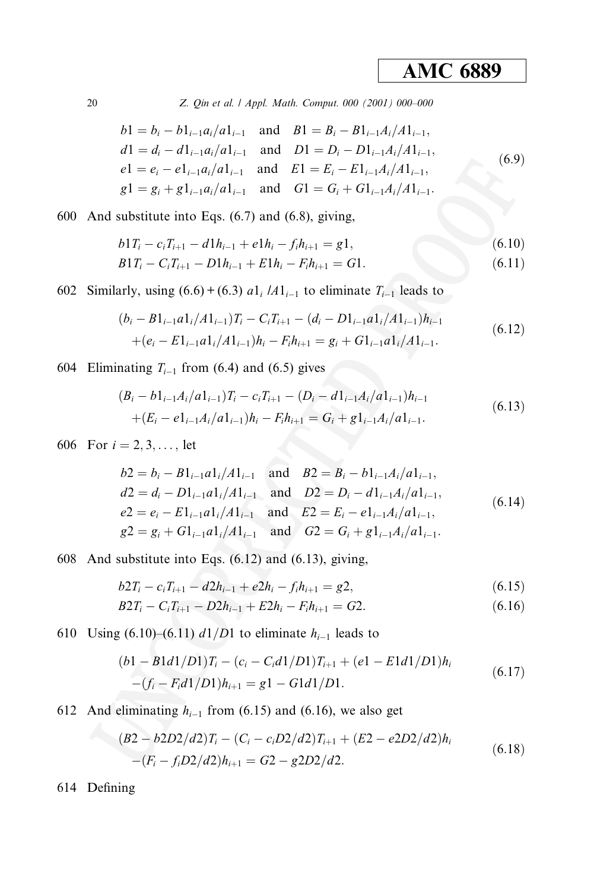$$
\begin{aligned}
&b1 = b_i - b1_{i-1}a_i/a1_{i-1} \quad \text{and} \quad B1 = B_i - B1_{i-1}A_i/A1_{i-1},\\
&d1 = d_i - d1_{i-1}a_i/a1_{i-1} \quad \text{and} \quad D1 = D_i - D1_{i-1}A_i/A1_{i-1},\\
&e1 = e_i - e1_{i-1}a_i/a1_{i-1} \quad \text{and} \quad E1 = E_i - E1_{i-1}A_i/A1_{i-1},\\
&g1 = g_i + g1_{i-1}a_i/a1_{i-1} \quad \text{and} \quad G1 = G_i + G1_{i-1}A_i/A1_{i-1}.
\end{aligned}
\tag{6.9}
$$

And substitute into Eqs. (6.7) and (6.8), giving,

$$
b1T_i - c_iT_{i+1} - d1h_{i-1} + e1h_i - f_ih_{i+1} = g1, \tag{6.10}
$$

$$
B1T_i - C_iT_{i+1} - D1h_{i-1} + E1h_i - F_ih_{i+1} = G1. \tag{6.11}
$$

Similarly, using (6.6) + (6.3) $a1_i\ /A1_{i-1}$ to eliminate $T_{i-1}$ leads to

$$
\begin{aligned}
&(b_i - B1_{i-1}a1_i/A1_{i-1})T_i - C_iT_{i+1} - (d_i - D1_{i-1}a1_i/A1_{i-1})h_{i-1}\\
&+(e_i - E1_{i-1}a1_i/A1_{i-1})h_i - F_ih_{i+1} = g_i + G1_{i-1}a1_i/A1_{i-1}.
\end{aligned}
\tag{6.12}
$$

Eliminating $T_{i-1}$ from (6.4) and (6.5) gives

$$
\begin{aligned}
&(B_i - b1_{i-1}A_i/a1_{i-1})T_i - c_iT_{i+1} - (D_i - d1_{i-1}A_i/a1_{i-1})h_{i-1}\\
&+(E_i - e1_{i-1}A_i/a1_{i-1})h_i - F_ih_{i+1} = G_i + g1_{i-1}A_i/a1_{i-1}.
\end{aligned}
\tag{6.13}
$$

For $i = 2, 3, \ldots,$ let

$$
\begin{aligned}
&b2 = b_i - B1_{i-1}a1_i/A1_{i-1} \quad \text{and} \quad B2 = B_i - b1_{i-1}A_i/a1_{i-1},\\
&d2 = d_i - D1_{i-1}a1_i/A1_{i-1} \quad \text{and} \quad D2 = D_i - d1_{i-1}A_i/a1_{i-1},\\
&e2 = e_i - E1_{i-1}a1_i/A1_{i-1} \quad \text{and} \quad E2 = E_i - e1_{i-1}A_i/a1_{i-1},\\
&g2 = g_i + G1_{i-1}a1_i/A1_{i-1} \quad \text{and} \quad G2 = G_i + g1_{i-1}A_i/a1_{i-1}.
\end{aligned}
\tag{6.14}
$$

And substitute into Eqs. (6.12) and (6.13), giving,

$$
b2T_i - c_iT_{i+1} - d2h_{i-1} + e2h_i - f_ih_{i+1} = g2, \tag{6.15}
$$

$$
B2T_i - C_iT_{i+1} - D2h_{i-1} + E2h_i - F_ih_{i+1} = G2. \tag{6.16}
$$

Using (6.10)–(6.11) $d1/D1$ to eliminate $h_{i-1}$ leads to

$$
\begin{aligned}
&(b1 - B1d1/D1)T_i - (c_i - C_id1/D1)T_{i+1} + (e1 - E1d1/D1)h_i\\
&-(f_i - F_id1/D1)h_{i+1} = g1 - G1d1/D1.
\end{aligned}
\tag{6.17}
$$

And eliminating $h_{i-1}$ from (6.15) and (6.16), we also get

$$
\begin{aligned}
&(B2 - b2D2/d2)T_i - (C_i - c_iD2/d2)T_{i+1} + (E2 - e2D2/d2)h_i\\
&-(F_i - f_iD2/d2)h_{i+1} = G2 - g2D2/d2.
\end{aligned}
\tag{6.18}
$$

Defining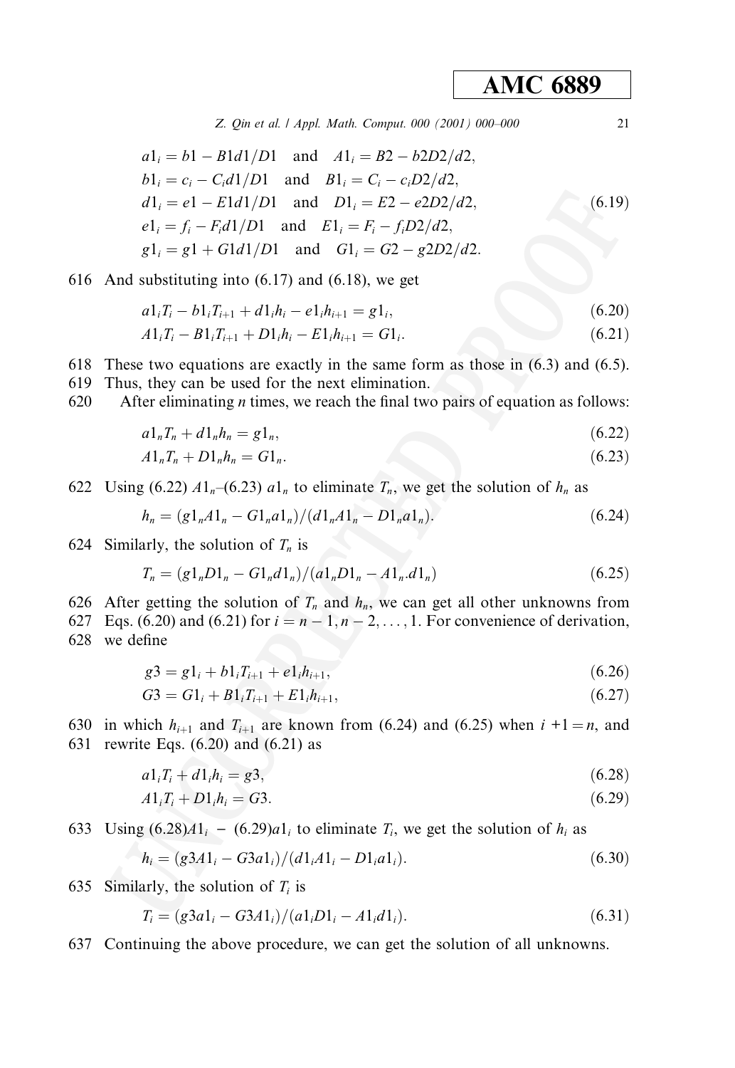$$
\begin{aligned}
a1_i &= b1 - B1d1/D1 \quad \text{and} \quad A1_i = B2 - b2D2/d2,\\
b1_i &= c_i - C_i d1/D1 \quad \text{and} \quad B1_i = C_i - c_i D2/d2,\\
d1_i &= e1 - E1d1/D1 \quad \text{and} \quad D1_i = E2 - e2D2/d2,\\
e1_i &= f_i - F_i d1/D1 \quad \text{and} \quad E1_i = F_i - f_i D2/d2,\\
g1_i &= g1 + G1d1/D1 \quad \text{and} \quad G1_i = G2 - g2D2/d2.
\end{aligned}
\tag{6.19}
$$

616 And substituting into (6.17) and (6.18), we get

$$a1_i T_i - b1_i T_{i+1} + d1_i h_i - e1_i h_{i+1} = g1_i, \tag{6.20}$$

$$A1_i T_i - B1_i T_{i+1} + D1_i h_i - E1_i h_{i+1} = G1_i. \tag{6.21}$$

618 These two equations are exactly in the same form as those in (6.3) and (6.5).
619 Thus, they can be used for the next elimination.
620 After eliminating $n$ times, we reach the final two pairs of equation as follows:

$$a1_n T_n + d1_n h_n = g1_n, \tag{6.22}$$

$$A1_n T_n + D1_n h_n = G1_n. \tag{6.23}$$

622 Using (6.22) $A1_n$–(6.23) $a1_n$ to eliminate $T_n$, we get the solution of $h_n$ as

$$h_n = (g1_n A1_n - G1_n a1_n)/(d1_n A1_n - D1_n a1_n). \tag{6.24}$$

624 Similarly, the solution of $T_n$ is

$$T_n = (g1_n D1_n - G1_n d1_n)/(a1_n D1_n - A1_n . d1_n) \tag{6.25}$$

626 After getting the solution of $T_n$ and $h_n$, we can get all other unknowns from
627 Eqs. (6.20) and (6.21) for $i = n-1, n-2, \ldots, 1$. For convenience of derivation,
628 we define

$$g3 = g1_i + b1_i T_{i+1} + e1_i h_{i+1}, \tag{6.26}$$

$$G3 = G1_i + B1_i T_{i+1} + E1_i h_{i+1}, \tag{6.27}$$

630 in which $h_{i+1}$ and $T_{i+1}$ are known from (6.24) and (6.25) when $i+1 = n$, and
631 rewrite Eqs. (6.20) and (6.21) as

$$a1_i T_i + d1_i h_i = g3, \tag{6.28}$$

$$A1_i T_i + D1_i h_i = G3. \tag{6.29}$$

633 Using (6.28)$A1_i$ − (6.29)$a1_i$ to eliminate $T_i$, we get the solution of $h_i$ as

$$h_i = (g3A1_i - G3a1_i)/(d1_i A1_i - D1_i a1_i). \tag{6.30}$$

635 Similarly, the solution of $T_i$ is

$$T_i = (g3a1_i - G3A1_i)/(a1_i D1_i - A1_i d1_i). \tag{6.31}$$

637 Continuing the above procedure, we can get the solution of all unknowns.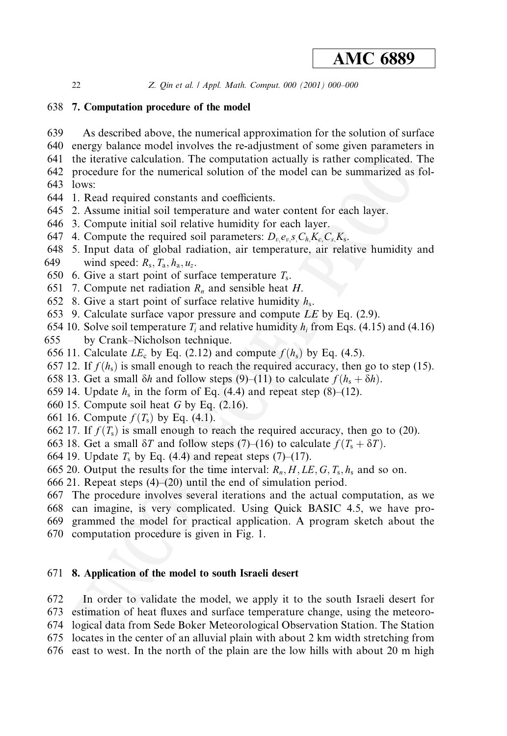## 7. Computation procedure of the model

As described above, the numerical approximation for the solution of surface energy balance model involves the re-adjustment of some given parameters in the iterative calculation. The computation actually is rather complicated. The procedure for the numerical solution of the model can be summarized as follows:

1. Read required constants and coefficients.
2. Assume initial soil temperature and water content for each layer.
3. Compute initial soil relative humidity for each layer.
4. Compute the required soil parameters: $D_v, e_v, s, C_h, K_c, C_s, K_s$.
5. Input data of global radiation, air temperature, air relative humidity and wind speed: $R_s, T_a, h_a, u_z$.
6. Give a start point of surface temperature $T_s$.
7. Compute net radiation $R_n$ and sensible heat $H$.
8. Give a start point of surface relative humidity $h_s$.
9. Calculate surface vapor pressure and compute $LE$ by Eq. (2.9).
10. Solve soil temperature $T_i$ and relative humidity $h_i$ from Eqs. (4.15) and (4.16) by Crank–Nicholson technique.
11. Calculate $LE_c$ by Eq. (2.12) and compute $f(h_s)$ by Eq. (4.5).
12. If $f(h_s)$ is small enough to reach the required accuracy, then go to step (15).
13. Get a small $\delta h$ and follow steps (9)–(11) to calculate $f(h_s + \delta h)$.
14. Update $h_s$ in the form of Eq. (4.4) and repeat step (8)–(12).
15. Compute soil heat $G$ by Eq. (2.16).
16. Compute $f(T_s)$ by Eq. (4.1).
17. If $f(T_s)$ is small enough to reach the required accuracy, then go to (20).
18. Get a small $\delta T$ and follow steps (7)–(16) to calculate $f(T_s + \delta T)$.
19. Update $T_s$ by Eq. (4.4) and repeat steps (7)–(17).
20. Output the results for the time interval: $R_n, H, LE, G, T_s, h_s$ and so on.
21. Repeat steps (4)–(20) until the end of simulation period.

The procedure involves several iterations and the actual computation, as we can imagine, is very complicated. Using Quick BASIC 4.5, we have programmed the model for practical application. A program sketch about the computation procedure is given in Fig. 1.

## 8. Application of the model to south Israeli desert

In order to validate the model, we apply it to the south Israeli desert for estimation of heat fluxes and surface temperature change, using the meteorological data from Sede Boker Meteorological Observation Station. The Station locates in the center of an alluvial plain with about 2 km width stretching from east to west. In the north of the plain are the low hills with about 20 m high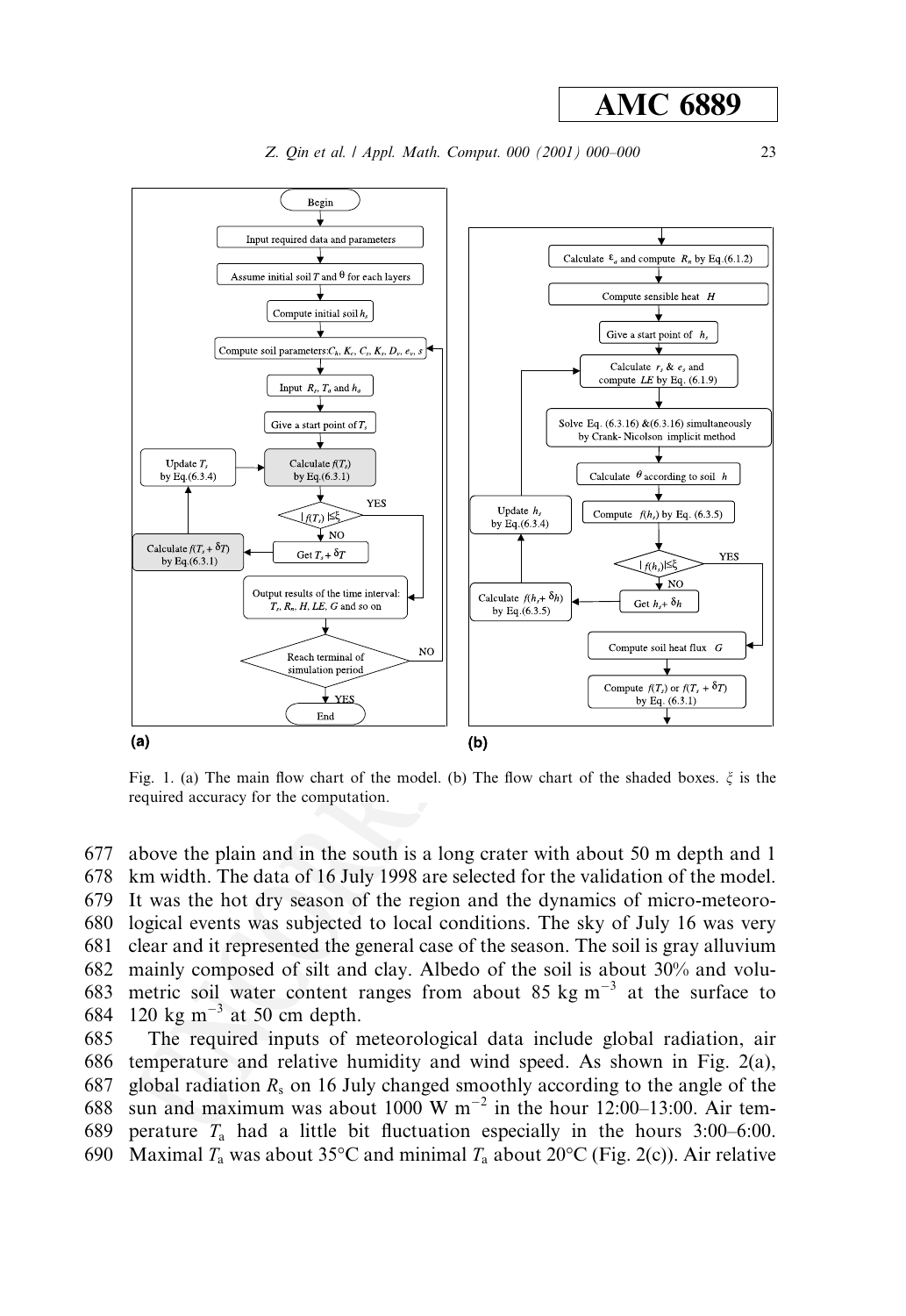Fig. 1. (a) The main flow chart of the model. (b) The flow chart of the shaded boxes. $\xi$ is the required accuracy for the computation.

677 above the plain and in the south is a long crater with about 50 m depth and 1
678 km width. The data of 16 July 1998 are selected for the validation of the model.
679 It was the hot dry season of the region and the dynamics of micro-meteoro-
680 logical events was subjected to local conditions. The sky of July 16 was very
681 clear and it represented the general case of the season. The soil is gray alluvium
682 mainly composed of silt and clay. Albedo of the soil is about 30% and volu-
683 metric soil water content ranges from about 85 kg $m^{-3}$ at the surface to
684 120 kg $m^{-3}$ at 50 cm depth.

685 The required inputs of meteorological data include global radiation, air
686 temperature and relative humidity and wind speed. As shown in Fig. 2(a),
687 global radiation $R_s$ on 16 July changed smoothly according to the angle of the
688 sun and maximum was about 1000 W $m^{-2}$ in the hour 12:00–13:00. Air tem-
689 perature $T_a$ had a little bit fluctuation especially in the hours 3:00–6:00.
690 Maximal $T_a$ was about 35°C and minimal $T_a$ about 20°C (Fig. 2(c)). Air relative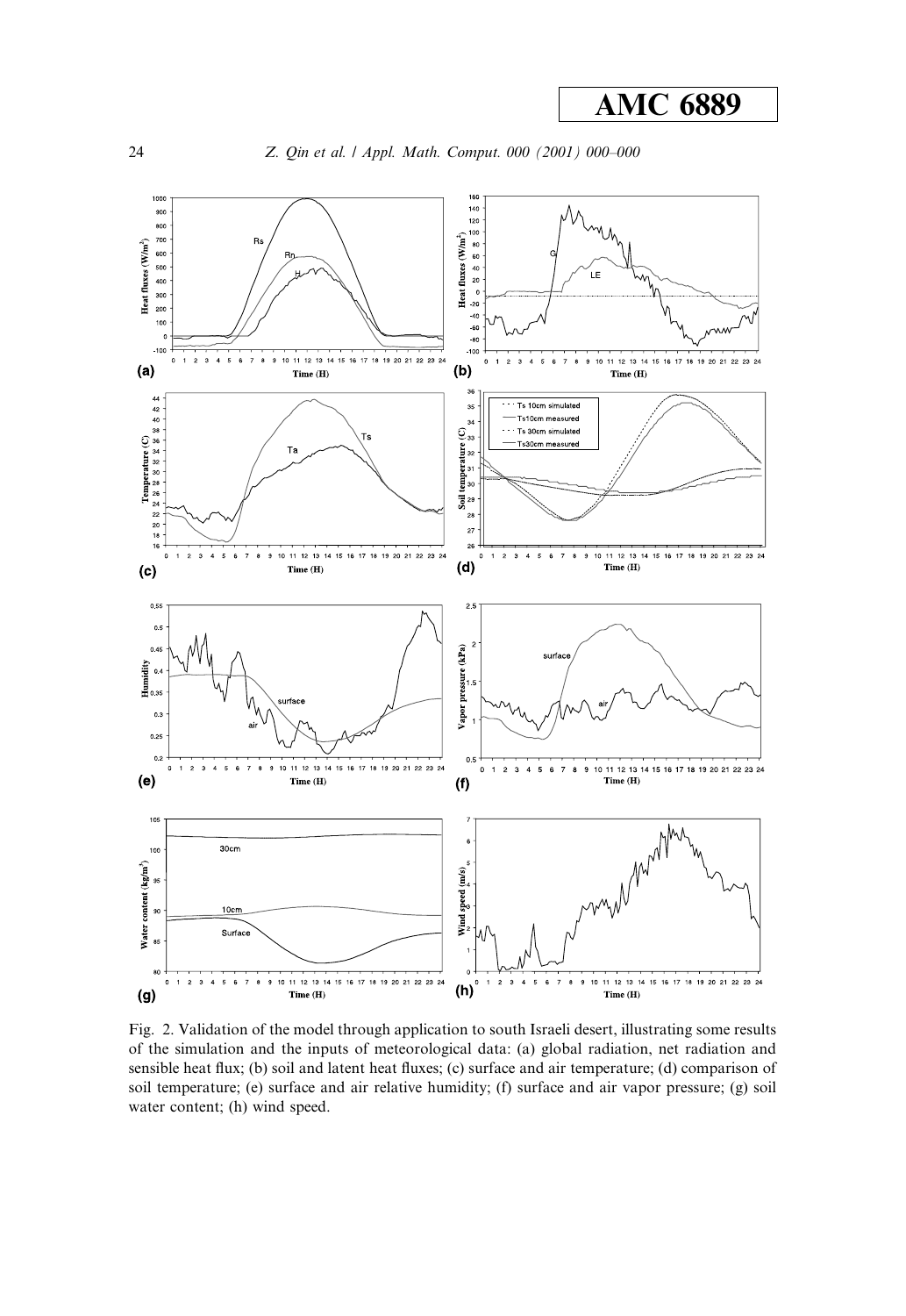Fig. 2. Validation of the model through application to south Israeli desert, illustrating some results of the simulation and the inputs of meteorological data: (a) global radiation, net radiation and sensible heat flux; (b) soil and latent heat fluxes; (c) surface and air temperature; (d) comparison of soil temperature; (e) surface and air relative humidity; (f) surface and air vapor pressure; (g) soil water content; (h) wind speed.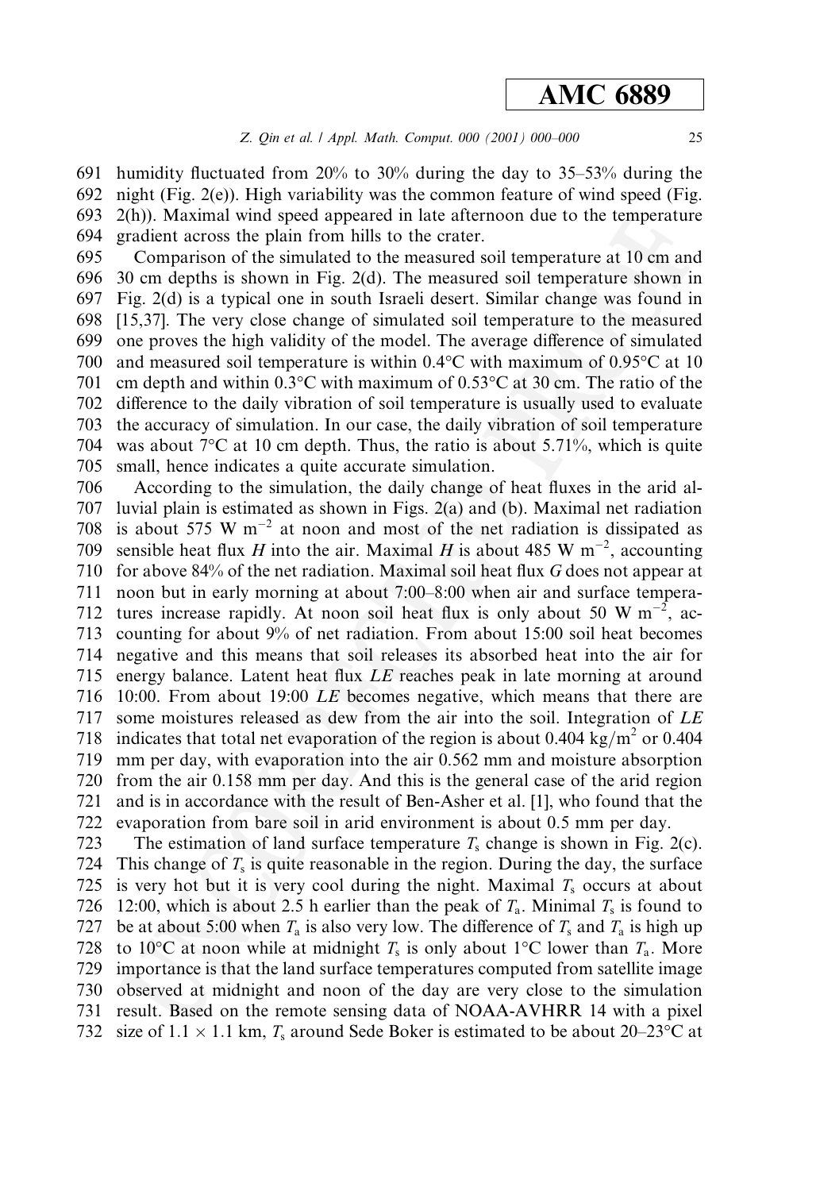humidity fluctuated from 20% to 30% during the day to 35–53% during the night (Fig. 2(e)). High variability was the common feature of wind speed (Fig. 2(h)). Maximal wind speed appeared in late afternoon due to the temperature gradient across the plain from hills to the crater.

Comparison of the simulated to the measured soil temperature at 10 cm and 30 cm depths is shown in Fig. 2(d). The measured soil temperature shown in Fig. 2(d) is a typical one in south Israeli desert. Similar change was found in [15,37]. The very close change of simulated soil temperature to the measured one proves the high validity of the model. The average difference of simulated and measured soil temperature is within 0.4°C with maximum of 0.95°C at 10 cm depth and within 0.3°C with maximum of 0.53°C at 30 cm. The ratio of the difference to the daily vibration of soil temperature is usually used to evaluate the accuracy of simulation. In our case, the daily vibration of soil temperature was about 7°C at 10 cm depth. Thus, the ratio is about 5.71%, which is quite small, hence indicates a quite accurate simulation.

According to the simulation, the daily change of heat fluxes in the arid alluvial plain is estimated as shown in Figs. 2(a) and (b). Maximal net radiation is about 575 W m$^{-2}$ at noon and most of the net radiation is dissipated as sensible heat flux $H$ into the air. Maximal $H$ is about 485 W m$^{-2}$, accounting for above 84% of the net radiation. Maximal soil heat flux $G$ does not appear at noon but in early morning at about 7:00–8:00 when air and surface temperatures increase rapidly. At noon soil heat flux is only about 50 W m$^{-2}$, accounting for about 9% of net radiation. From about 15:00 soil heat becomes negative and this means that soil releases its absorbed heat into the air for energy balance. Latent heat flux $LE$ reaches peak in late morning at around 10:00. From about 19:00 $LE$ becomes negative, which means that there are some moistures released as dew from the air into the soil. Integration of $LE$ indicates that total net evaporation of the region is about 0.404 kg/m$^2$ or 0.404 mm per day, with evaporation into the air 0.562 mm and moisture absorption from the air 0.158 mm per day. And this is the general case of the arid region and is in accordance with the result of Ben-Asher et al. [1], who found that the evaporation from bare soil in arid environment is about 0.5 mm per day.

The estimation of land surface temperature $T_s$ change is shown in Fig. 2(c). This change of $T_s$ is quite reasonable in the region. During the day, the surface is very hot but it is very cool during the night. Maximal $T_s$ occurs at about 12:00, which is about 2.5 h earlier than the peak of $T_a$. Minimal $T_s$ is found to be at about 5:00 when $T_a$ is also very low. The difference of $T_s$ and $T_a$ is high up to 10°C at noon while at midnight $T_s$ is only about 1°C lower than $T_a$. More importance is that the land surface temperatures computed from satellite image observed at midnight and noon of the day are very close to the simulation result. Based on the remote sensing data of NOAA-AVHRR 14 with a pixel size of 1.1 × 1.1 km, $T_s$ around Sede Boker is estimated to be about 20–23°C at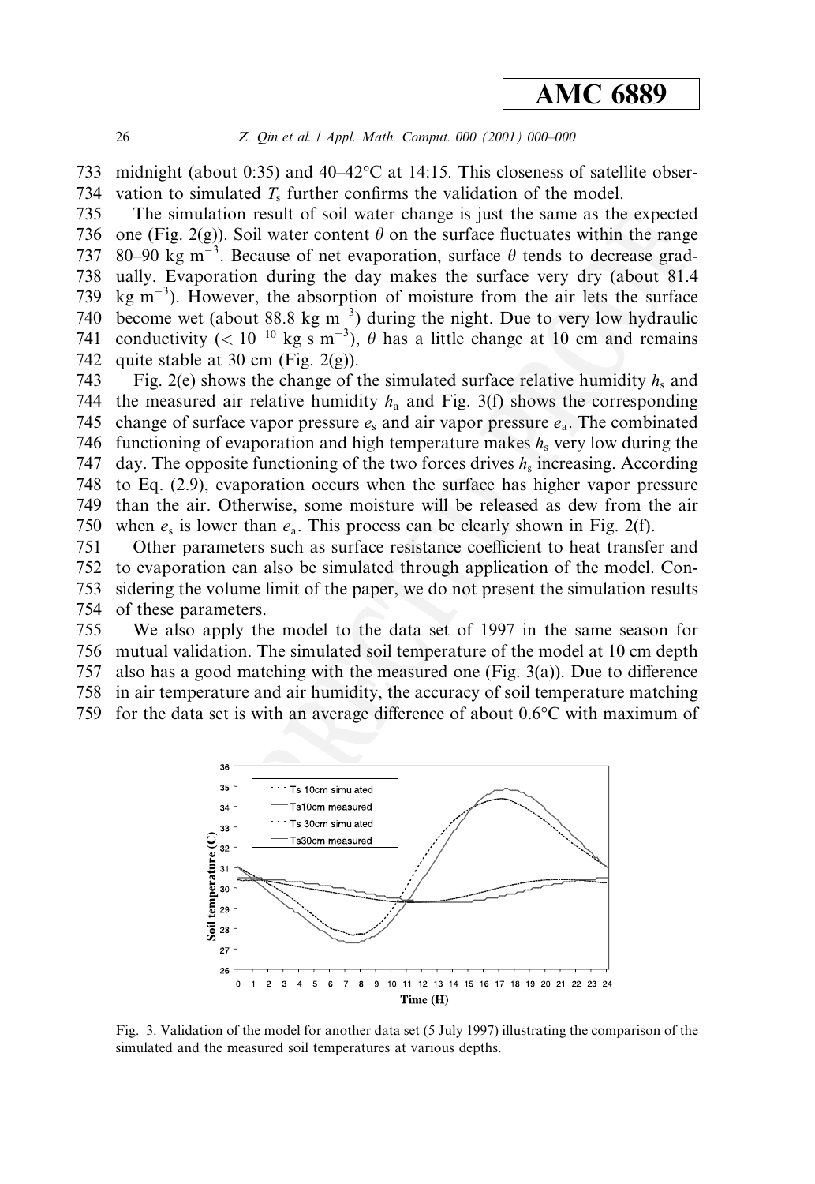midnight (about 0:35) and 40–42°C at 14:15. This closeness of satellite observation to simulated $T_s$ further confirms the validation of the model.

The simulation result of soil water change is just the same as the expected one (Fig. 2(g)). Soil water content $\theta$ on the surface fluctuates within the range 80–90 kg m$^{-3}$. Because of net evaporation, surface $\theta$ tends to decrease gradually. Evaporation during the day makes the surface very dry (about 81.4 kg m$^{-3}$). However, the absorption of moisture from the air lets the surface become wet (about 88.8 kg m$^{-3}$) during the night. Due to very low hydraulic conductivity ($< 10^{-10}$ kg s m$^{-3}$), $\theta$ has a little change at 10 cm and remains quite stable at 30 cm (Fig. 2(g)).

Fig. 2(e) shows the change of the simulated surface relative humidity $h_s$ and the measured air relative humidity $h_a$ and Fig. 3(f) shows the corresponding change of surface vapor pressure $e_s$ and air vapor pressure $e_a$. The combinated functioning of evaporation and high temperature makes $h_s$ very low during the day. The opposite functioning of the two forces drives $h_s$ increasing. According to Eq. (2.9), evaporation occurs when the surface has higher vapor pressure than the air. Otherwise, some moisture will be released as dew from the air when $e_s$ is lower than $e_a$. This process can be clearly shown in Fig. 2(f).

Other parameters such as surface resistance coefficient to heat transfer and to evaporation can also be simulated through application of the model. Considering the volume limit of the paper, we do not present the simulation results of these parameters.

We also apply the model to the data set of 1997 in the same season for mutual validation. The simulated soil temperature of the model at 10 cm depth also has a good matching with the measured one (Fig. 3(a)). Due to difference in air temperature and air humidity, the accuracy of soil temperature matching for the data set is with an average difference of about 0.6°C with maximum of

Fig. 3. Validation of the model for another data set (5 July 1997) illustrating the comparison of the simulated and the measured soil temperatures at various depths.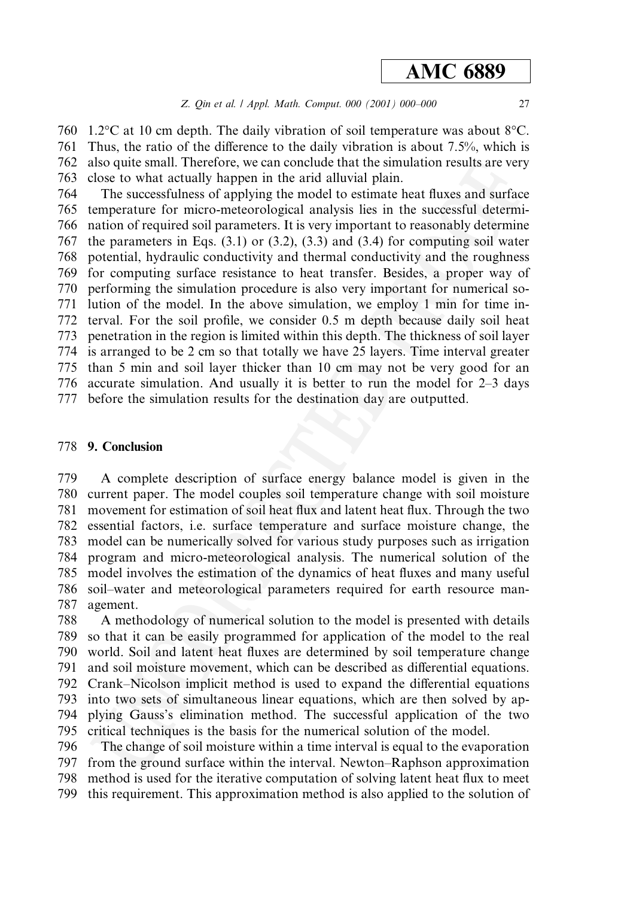1.2°C at 10 cm depth. The daily vibration of soil temperature was about 8°C. Thus, the ratio of the difference to the daily vibration is about 7.5%, which is also quite small. Therefore, we can conclude that the simulation results are very close to what actually happen in the arid alluvial plain.

The successfulness of applying the model to estimate heat fluxes and surface temperature for micro-meteorological analysis lies in the successful determination of required soil parameters. It is very important to reasonably determine the parameters in Eqs. (3.1) or (3.2), (3.3) and (3.4) for computing soil water potential, hydraulic conductivity and thermal conductivity and the roughness for computing surface resistance to heat transfer. Besides, a proper way of performing the simulation procedure is also very important for numerical solution of the model. In the above simulation, we employ 1 min for time interval. For the soil profile, we consider 0.5 m depth because daily soil heat penetration in the region is limited within this depth. The thickness of soil layer is arranged to be 2 cm so that totally we have 25 layers. Time interval greater than 5 min and soil layer thicker than 10 cm may not be very good for an accurate simulation. And usually it is better to run the model for 2–3 days before the simulation results for the destination day are outputted.

## 9. Conclusion

A complete description of surface energy balance model is given in the current paper. The model couples soil temperature change with soil moisture movement for estimation of soil heat flux and latent heat flux. Through the two essential factors, i.e. surface temperature and surface moisture change, the model can be numerically solved for various study purposes such as irrigation program and micro-meteorological analysis. The numerical solution of the model involves the estimation of the dynamics of heat fluxes and many useful soil–water and meteorological parameters required for earth resource management.

A methodology of numerical solution to the model is presented with details so that it can be easily programmed for application of the model to the real world. Soil and latent heat fluxes are determined by soil temperature change and soil moisture movement, which can be described as differential equations. Crank–Nicolson implicit method is used to expand the differential equations into two sets of simultaneous linear equations, which are then solved by applying Gauss's elimination method. The successful application of the two critical techniques is the basis for the numerical solution of the model.

The change of soil moisture within a time interval is equal to the evaporation from the ground surface within the interval. Newton–Raphson approximation method is used for the iterative computation of solving latent heat flux to meet this requirement. This approximation method is also applied to the solution of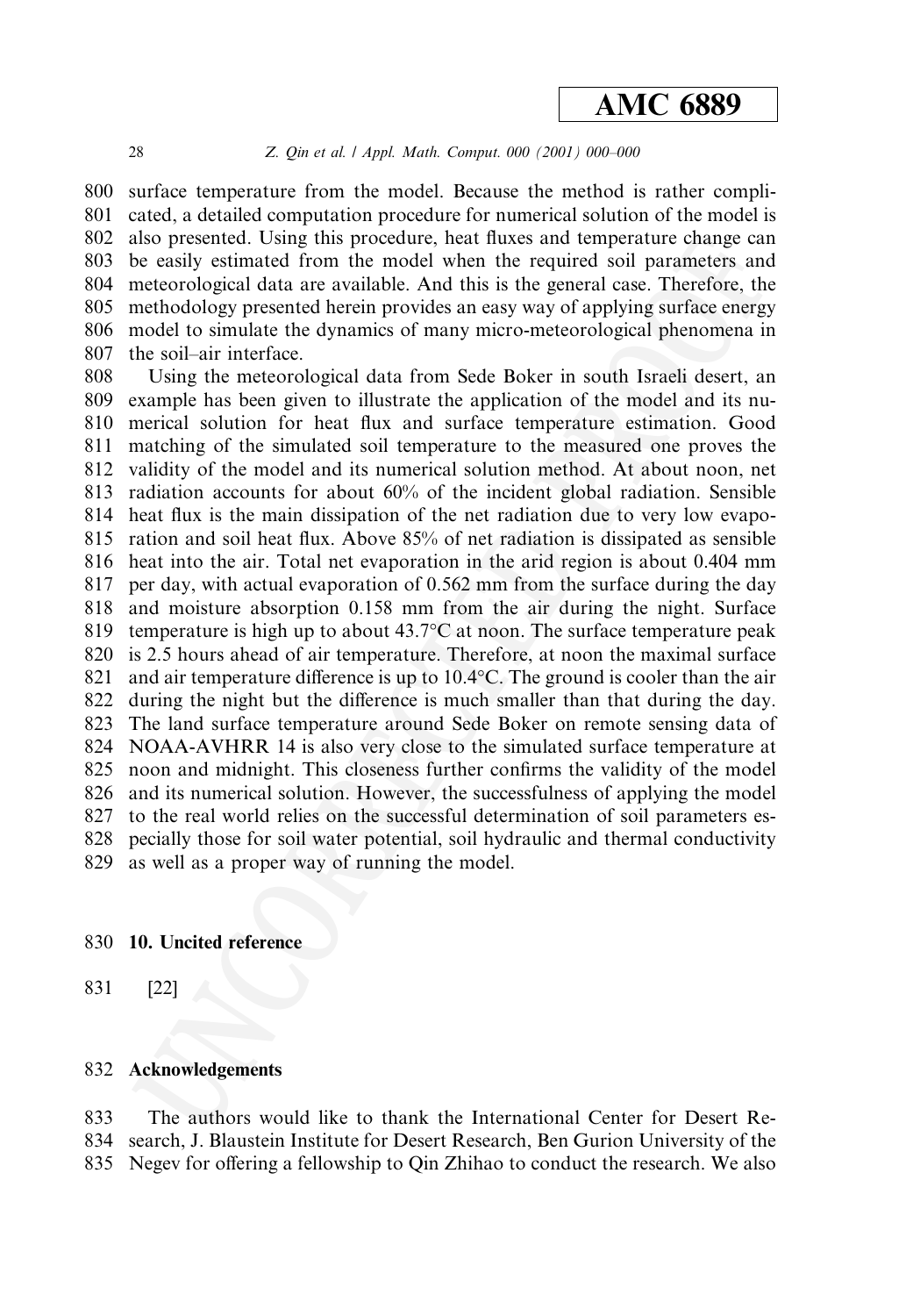surface temperature from the model. Because the method is rather complicated, a detailed computation procedure for numerical solution of the model is also presented. Using this procedure, heat fluxes and temperature change can be easily estimated from the model when the required soil parameters and meteorological data are available. And this is the general case. Therefore, the methodology presented herein provides an easy way of applying surface energy model to simulate the dynamics of many micro-meteorological phenomena in the soil–air interface.

Using the meteorological data from Sede Boker in south Israeli desert, an example has been given to illustrate the application of the model and its numerical solution for heat flux and surface temperature estimation. Good matching of the simulated soil temperature to the measured one proves the validity of the model and its numerical solution method. At about noon, net radiation accounts for about 60% of the incident global radiation. Sensible heat flux is the main dissipation of the net radiation due to very low evaporation and soil heat flux. Above 85% of net radiation is dissipated as sensible heat into the air. Total net evaporation in the arid region is about 0.404 mm per day, with actual evaporation of 0.562 mm from the surface during the day and moisture absorption 0.158 mm from the air during the night. Surface temperature is high up to about 43.7°C at noon. The surface temperature peak is 2.5 hours ahead of air temperature. Therefore, at noon the maximal surface and air temperature difference is up to 10.4°C. The ground is cooler than the air during the night but the difference is much smaller than that during the day. The land surface temperature around Sede Boker on remote sensing data of NOAA-AVHRR 14 is also very close to the simulated surface temperature at noon and midnight. This closeness further confirms the validity of the model and its numerical solution. However, the successfulness of applying the model to the real world relies on the successful determination of soil parameters especially those for soil water potential, soil hydraulic and thermal conductivity as well as a proper way of running the model.

## 10. Uncited reference

[22]

## Acknowledgements

The authors would like to thank the International Center for Desert Research, J. Blaustein Institute for Desert Research, Ben Gurion University of the Negev for offering a fellowship to Qin Zhihao to conduct the research. We also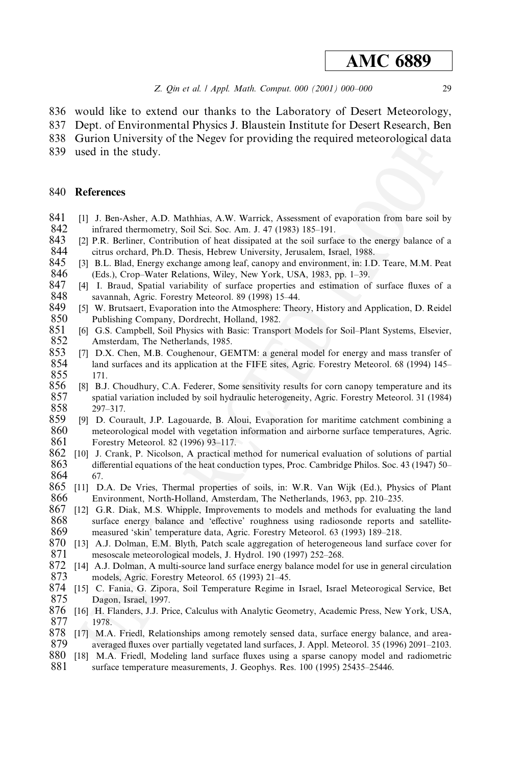would like to extend our thanks to the Laboratory of Desert Meteorology, Dept. of Environmental Physics J. Blaustein Institute for Desert Research, Ben Gurion University of the Negev for providing the required meteorological data used in the study.

## References

[1] J. Ben-Asher, A.D. Mathhias, A.W. Warrick, Assessment of evaporation from bare soil by infrared thermometry, Soil Sci. Soc. Am. J. 47 (1983) 185–191.

[2] P.R. Berliner, Contribution of heat dissipated at the soil surface to the energy balance of a citrus orchard, Ph.D. Thesis, Hebrew University, Jerusalem, Israel, 1988.

[3] B.L. Blad, Energy exchange among leaf, canopy and environment, in: I.D. Teare, M.M. Peat (Eds.), Crop–Water Relations, Wiley, New York, USA, 1983, pp. 1–39.

[4] I. Braud, Spatial variability of surface properties and estimation of surface fluxes of a savannah, Agric. Forestry Meteorol. 89 (1998) 15–44.

[5] W. Brutsaert, Evaporation into the Atmosphere: Theory, History and Application, D. Reidel Publishing Company, Dordrecht, Holland, 1982.

[6] G.S. Campbell, Soil Physics with Basic: Transport Models for Soil–Plant Systems, Elsevier, Amsterdam, The Netherlands, 1985.

[7] D.X. Chen, M.B. Coughenour, GEMTM: a general model for energy and mass transfer of land surfaces and its application at the FIFE sites, Agric. Forestry Meteorol. 68 (1994) 145–171.

[8] B.J. Choudhury, C.A. Federer, Some sensitivity results for corn canopy temperature and its spatial variation included by soil hydraulic heterogeneity, Agric. Forestry Meteorol. 31 (1984) 297–317.

[9] D. Courault, J.P. Lagouarde, B. Aloui, Evaporation for maritime catchment combining a meteorological model with vegetation information and airborne surface temperatures, Agric. Forestry Meteorol. 82 (1996) 93–117.

[10] J. Crank, P. Nicolson, A practical method for numerical evaluation of solutions of partial differential equations of the heat conduction types, Proc. Cambridge Philos. Soc. 43 (1947) 50–67.

[11] D.A. De Vries, Thermal properties of soils, in: W.R. Van Wijk (Ed.), Physics of Plant Environment, North-Holland, Amsterdam, The Netherlands, 1963, pp. 210–235.

[12] G.R. Diak, M.S. Whipple, Improvements to models and methods for evaluating the land surface energy balance and 'effective' roughness using radiosonde reports and satellite-measured 'skin' temperature data, Agric. Forestry Meteorol. 63 (1993) 189–218.

[13] A.J. Dolman, E.M. Blyth, Patch scale aggregation of heterogeneous land surface cover for mesoscale meteorological models, J. Hydrol. 190 (1997) 252–268.

[14] A.J. Dolman, A multi-source land surface energy balance model for use in general circulation models, Agric. Forestry Meteorol. 65 (1993) 21–45.

[15] C. Fania, G. Zipora, Soil Temperature Regime in Israel, Israel Meteorogical Service, Bet Dagon, Israel, 1997.

[16] H. Flanders, J.J. Price, Calculus with Analytic Geometry, Academic Press, New York, USA, 1978.

[17] M.A. Friedl, Relationships among remotely sensed data, surface energy balance, and area-averaged fluxes over partially vegetated land surfaces, J. Appl. Meteorol. 35 (1996) 2091–2103.

[18] M.A. Friedl, Modeling land surface fluxes using a sparse canopy model and radiometric surface temperature measurements, J. Geophys. Res. 100 (1995) 25435–25446.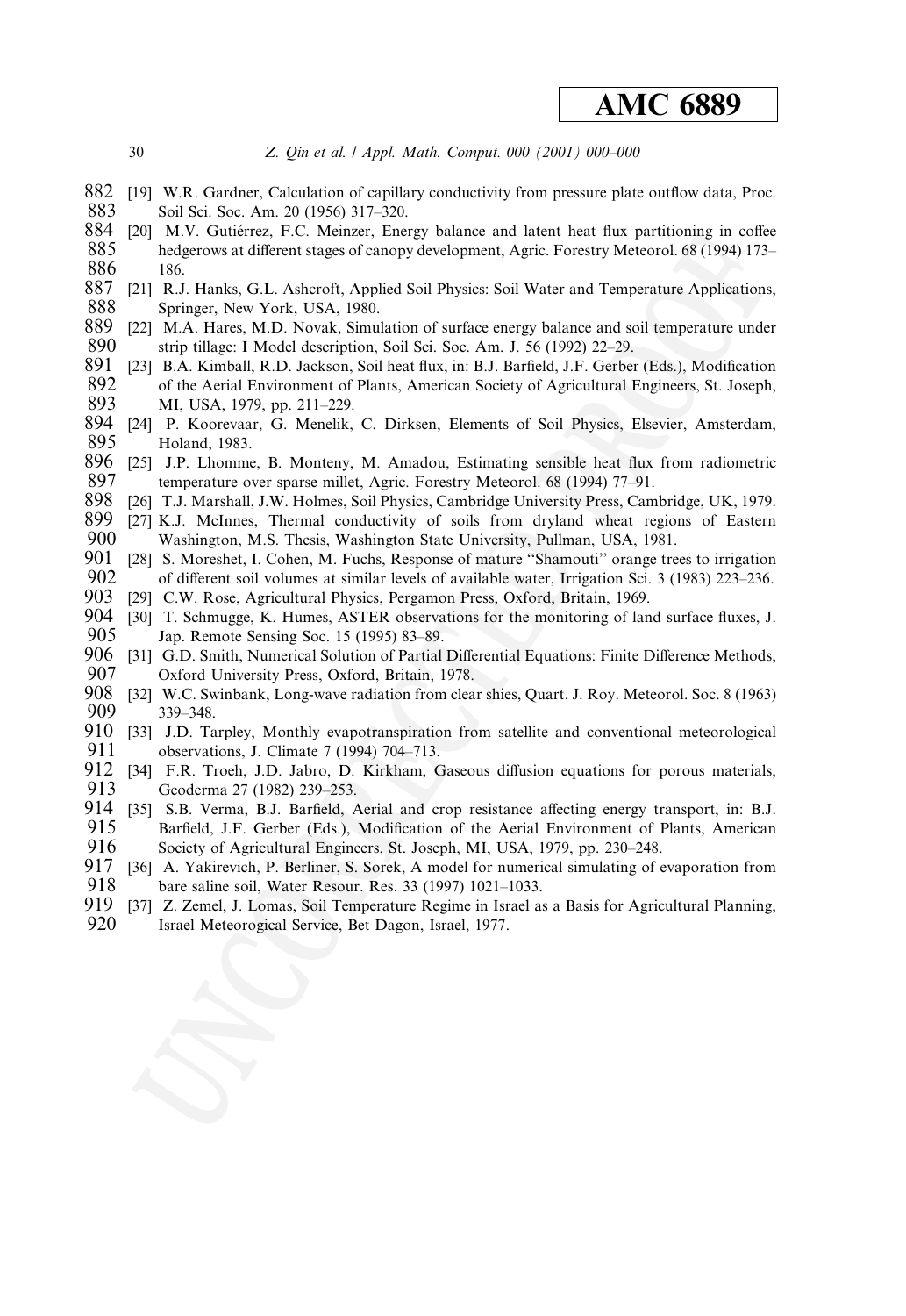[19] W.R. Gardner, Calculation of capillary conductivity from pressure plate outflow data, Proc. Soil Sci. Soc. Am. 20 (1956) 317–320.

[20] M.V. Gutiérrez, F.C. Meinzer, Energy balance and latent heat flux partitioning in coffee hedgerows at different stages of canopy development, Agric. Forestry Meteorol. 68 (1994) 173–186.

[21] R.J. Hanks, G.L. Ashcroft, Applied Soil Physics: Soil Water and Temperature Applications, Springer, New York, USA, 1980.

[22] M.A. Hares, M.D. Novak, Simulation of surface energy balance and soil temperature under strip tillage: I Model description, Soil Sci. Soc. Am. J. 56 (1992) 22–29.

[23] B.A. Kimball, R.D. Jackson, Soil heat flux, in: B.J. Barfield, J.F. Gerber (Eds.), Modification of the Aerial Environment of Plants, American Society of Agricultural Engineers, St. Joseph, MI, USA, 1979, pp. 211–229.

[24] P. Koorevaar, G. Menelik, C. Dirksen, Elements of Soil Physics, Elsevier, Amsterdam, Holand, 1983.

[25] J.P. Lhomme, B. Monteny, M. Amadou, Estimating sensible heat flux from radiometric temperature over sparse millet, Agric. Forestry Meteorol. 68 (1994) 77–91.

[26] T.J. Marshall, J.W. Holmes, Soil Physics, Cambridge University Press, Cambridge, UK, 1979.

[27] K.J. McInnes, Thermal conductivity of soils from dryland wheat regions of Eastern Washington, M.S. Thesis, Washington State University, Pullman, USA, 1981.

[28] S. Moreshet, I. Cohen, M. Fuchs, Response of mature ''Shamouti'' orange trees to irrigation of different soil volumes at similar levels of available water, Irrigation Sci. 3 (1983) 223–236.

[29] C.W. Rose, Agricultural Physics, Pergamon Press, Oxford, Britain, 1969.

[30] T. Schmugge, K. Humes, ASTER observations for the monitoring of land surface fluxes, J. Jap. Remote Sensing Soc. 15 (1995) 83–89.

[31] G.D. Smith, Numerical Solution of Partial Differential Equations: Finite Difference Methods, Oxford University Press, Oxford, Britain, 1978.

[32] W.C. Swinbank, Long-wave radiation from clear shies, Quart. J. Roy. Meteorol. Soc. 8 (1963) 339–348.

[33] J.D. Tarpley, Monthly evapotranspiration from satellite and conventional meteorological observations, J. Climate 7 (1994) 704–713.

[34] F.R. Troeh, J.D. Jabro, D. Kirkham, Gaseous diffusion equations for porous materials, Geoderma 27 (1982) 239–253.

[35] S.B. Verma, B.J. Barfield, Aerial and crop resistance affecting energy transport, in: B.J. Barfield, J.F. Gerber (Eds.), Modification of the Aerial Environment of Plants, American Society of Agricultural Engineers, St. Joseph, MI, USA, 1979, pp. 230–248.

[36] A. Yakirevich, P. Berliner, S. Sorek, A model for numerical simulating of evaporation from bare saline soil, Water Resour. Res. 33 (1997) 1021–1033.

[37] Z. Zemel, J. Lomas, Soil Temperature Regime in Israel as a Basis for Agricultural Planning, Israel Meteorogical Service, Bet Dagon, Israel, 1977.